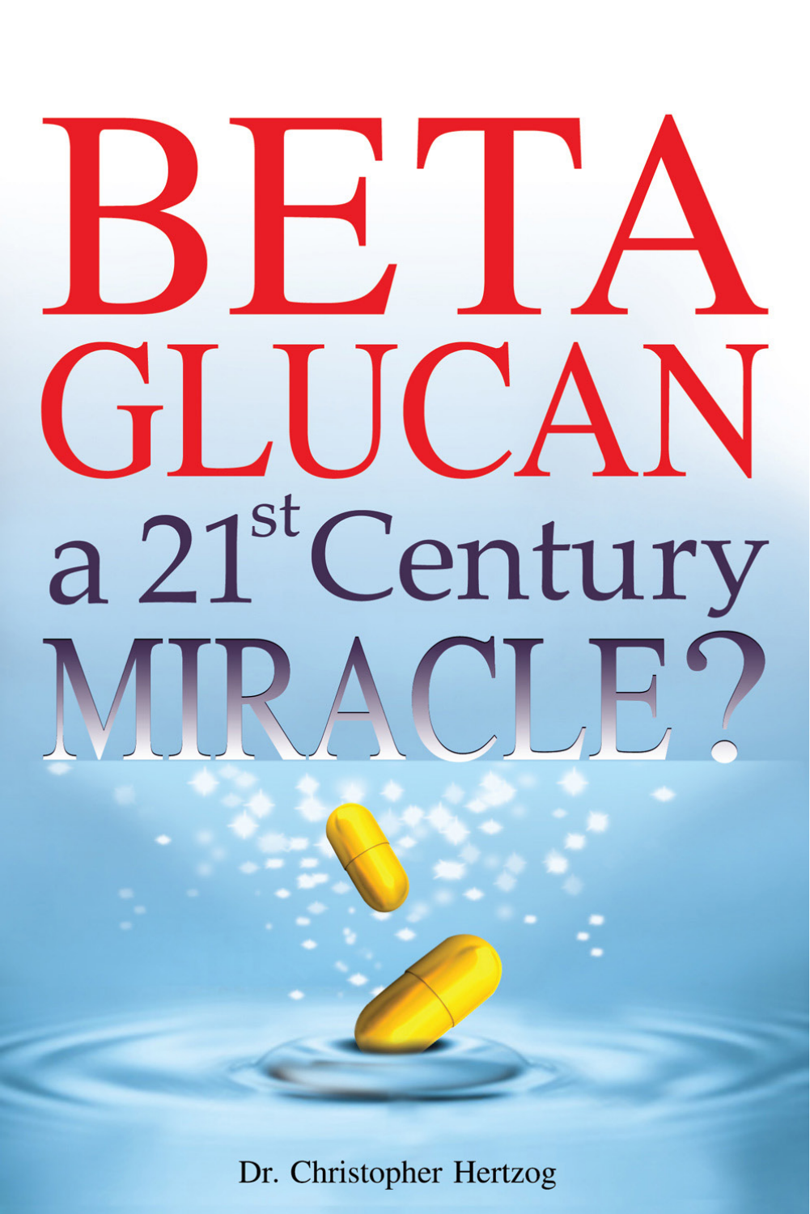# BETA GLUCAN

## a 21st Century MIRACLE?

Dr. Christopher Hertzog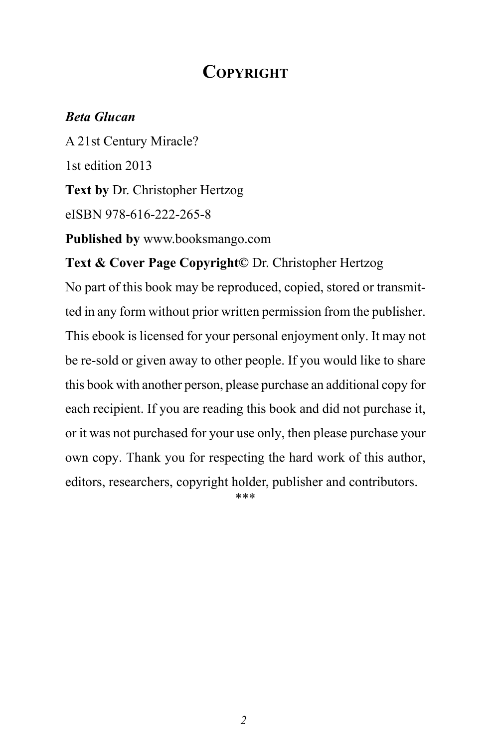# Copyright

***Beta Glucan***

A 21st Century Miracle?

1st edition 2013

**Text by** Dr. Christopher Hertzog

eISBN 978-616-222-265-8

**Published by** www.booksmango.com

**Text & Cover Page Copyright©** Dr. Christopher Hertzog

No part of this book may be reproduced, copied, stored or transmitted in any form without prior written permission from the publisher. This ebook is licensed for your personal enjoyment only. It may not be re-sold or given away to other people. If you would like to share this book with another person, please purchase an additional copy for each recipient. If you are reading this book and did not purchase it, or it was not purchased for your use only, then please purchase your own copy. Thank you for respecting the hard work of this author, editors, researchers, copyright holder, publisher and contributors.

***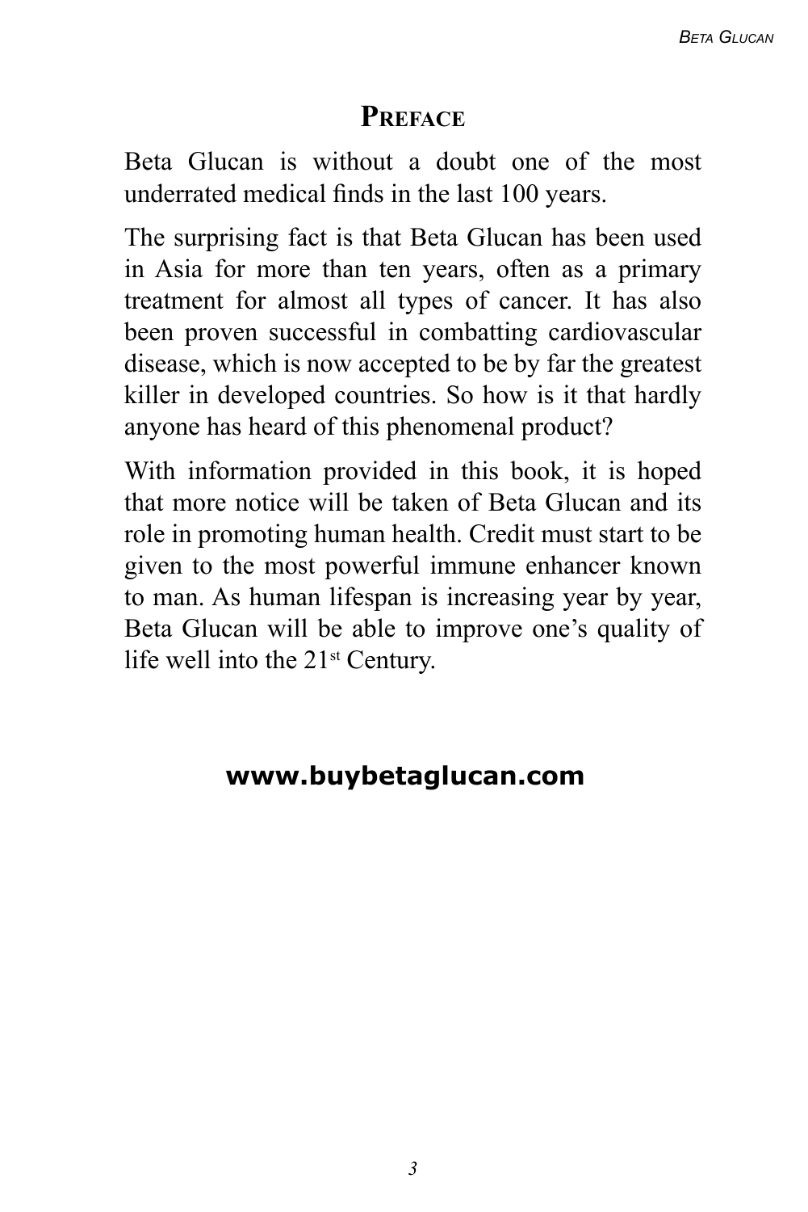## Preface

Beta Glucan is without a doubt one of the most underrated medical finds in the last 100 years.

The surprising fact is that Beta Glucan has been used in Asia for more than ten years, often as a primary treatment for almost all types of cancer. It has also been proven successful in combatting cardiovascular disease, which is now accepted to be by far the greatest killer in developed countries. So how is it that hardly anyone has heard of this phenomenal product?

With information provided in this book, it is hoped that more notice will be taken of Beta Glucan and its role in promoting human health. Credit must start to be given to the most powerful immune enhancer known to man. As human lifespan is increasing year by year, Beta Glucan will be able to improve one's quality of life well into the 21st Century.

**www.buybetaglucan.com**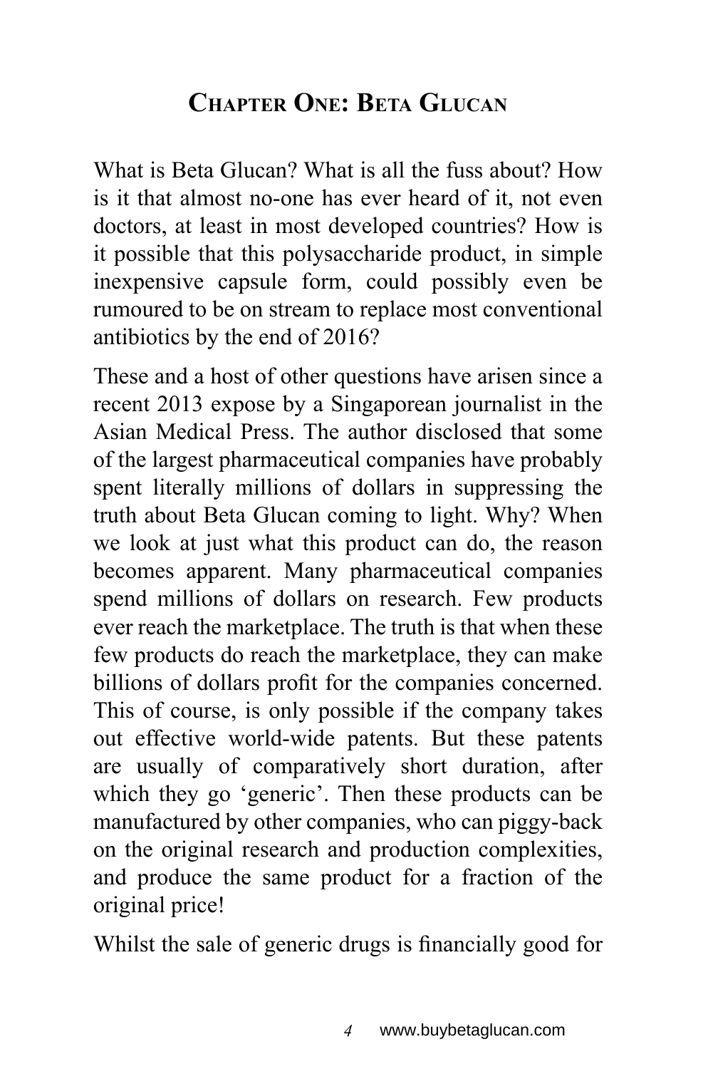# Chapter One: Beta Glucan

What is Beta Glucan? What is all the fuss about? How is it that almost no-one has ever heard of it, not even doctors, at least in most developed countries? How is it possible that this polysaccharide product, in simple inexpensive capsule form, could possibly even be rumoured to be on stream to replace most conventional antibiotics by the end of 2016?

These and a host of other questions have arisen since a recent 2013 expose by a Singaporean journalist in the Asian Medical Press. The author disclosed that some of the largest pharmaceutical companies have probably spent literally millions of dollars in suppressing the truth about Beta Glucan coming to light. Why? When we look at just what this product can do, the reason becomes apparent. Many pharmaceutical companies spend millions of dollars on research. Few products ever reach the marketplace. The truth is that when these few products do reach the marketplace, they can make billions of dollars profit for the companies concerned. This of course, is only possible if the company takes out effective world-wide patents. But these patents are usually of comparatively short duration, after which they go 'generic'. Then these products can be manufactured by other companies, who can piggy-back on the original research and production complexities, and produce the same product for a fraction of the original price!

Whilst the sale of generic drugs is financially good for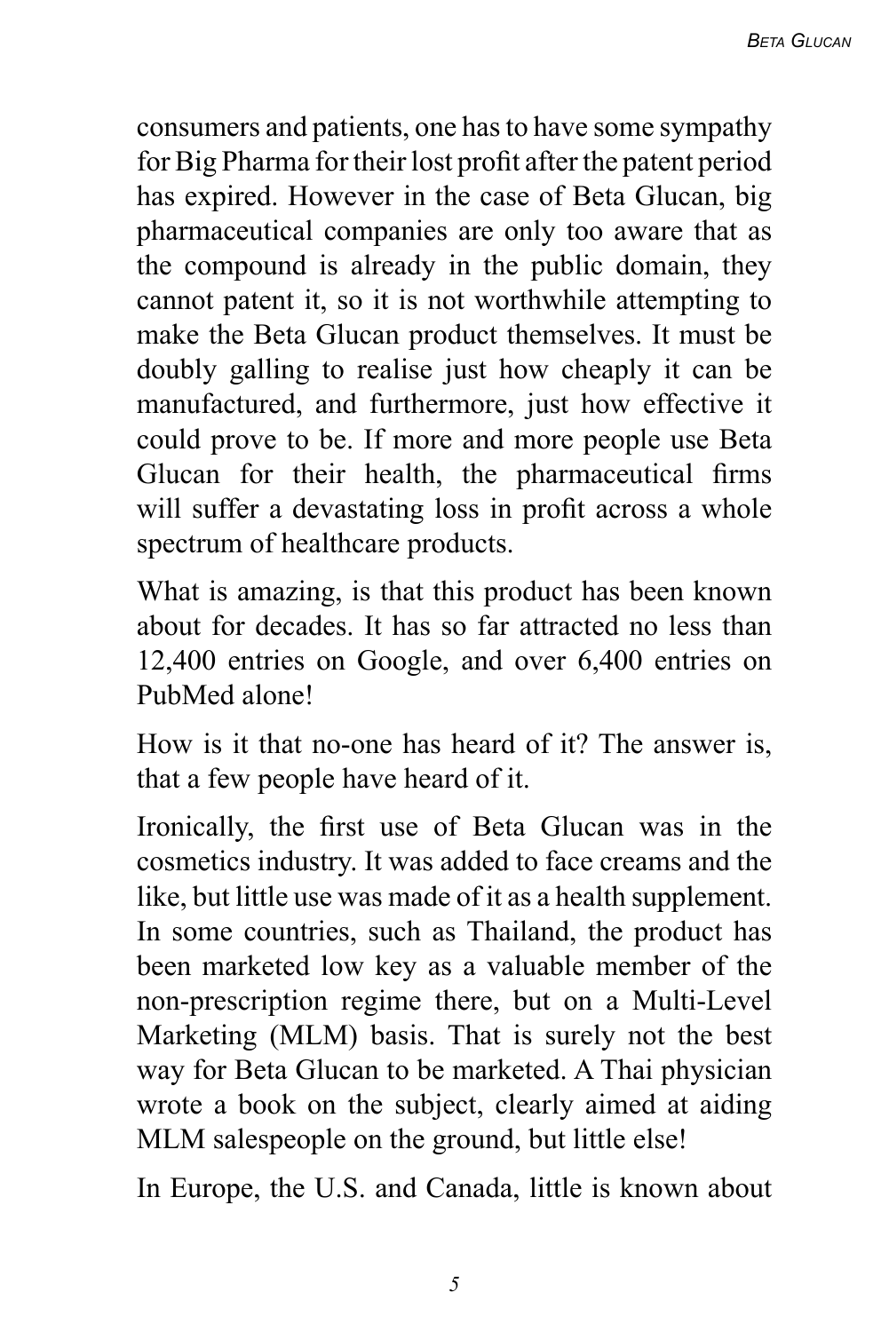consumers and patients, one has to have some sympathy for Big Pharma for their lost profit after the patent period has expired. However in the case of Beta Glucan, big pharmaceutical companies are only too aware that as the compound is already in the public domain, they cannot patent it, so it is not worthwhile attempting to make the Beta Glucan product themselves. It must be doubly galling to realise just how cheaply it can be manufactured, and furthermore, just how effective it could prove to be. If more and more people use Beta Glucan for their health, the pharmaceutical firms will suffer a devastating loss in profit across a whole spectrum of healthcare products.

What is amazing, is that this product has been known about for decades. It has so far attracted no less than 12,400 entries on Google, and over 6,400 entries on PubMed alone!

How is it that no-one has heard of it? The answer is, that a few people have heard of it.

Ironically, the first use of Beta Glucan was in the cosmetics industry. It was added to face creams and the like, but little use was made of it as a health supplement. In some countries, such as Thailand, the product has been marketed low key as a valuable member of the non-prescription regime there, but on a Multi-Level Marketing (MLM) basis. That is surely not the best way for Beta Glucan to be marketed. A Thai physician wrote a book on the subject, clearly aimed at aiding MLM salespeople on the ground, but little else!

In Europe, the U.S. and Canada, little is known about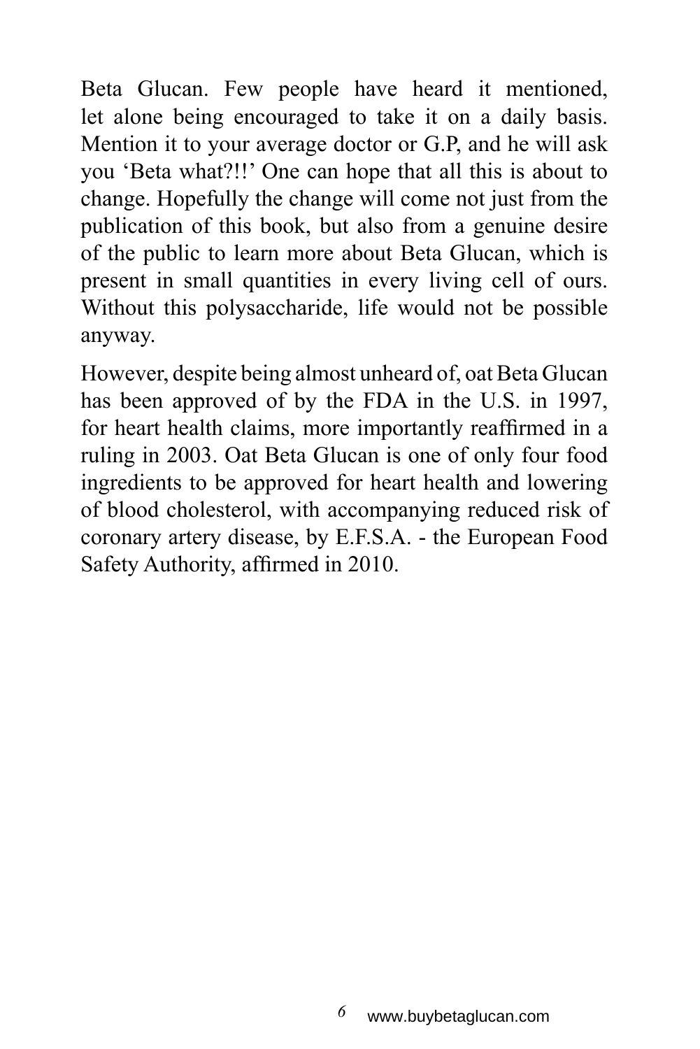Beta Glucan. Few people have heard it mentioned, let alone being encouraged to take it on a daily basis. Mention it to your average doctor or G.P, and he will ask you 'Beta what?!!' One can hope that all this is about to change. Hopefully the change will come not just from the publication of this book, but also from a genuine desire of the public to learn more about Beta Glucan, which is present in small quantities in every living cell of ours. Without this polysaccharide, life would not be possible anyway.

However, despite being almost unheard of, oat Beta Glucan has been approved of by the FDA in the U.S. in 1997, for heart health claims, more importantly reaffirmed in a ruling in 2003. Oat Beta Glucan is one of only four food ingredients to be approved for heart health and lowering of blood cholesterol, with accompanying reduced risk of coronary artery disease, by E.F.S.A. - the European Food Safety Authority, affirmed in 2010.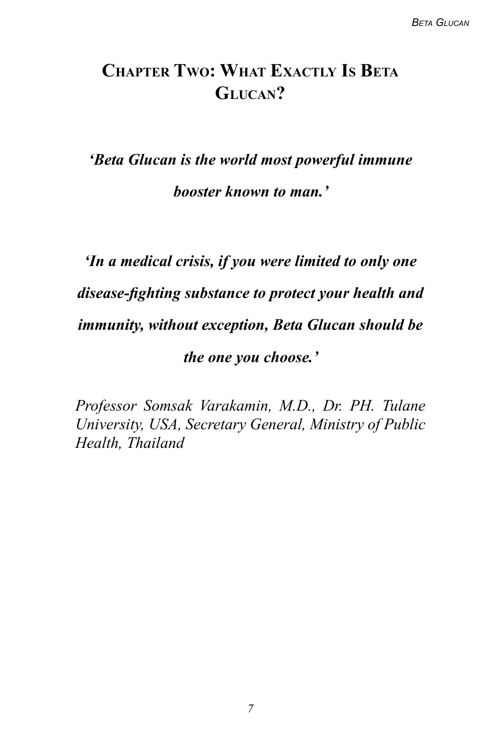# Chapter Two: What Exactly Is Beta Glucan?

***'Beta Glucan is the world most powerful immune booster known to man.'***

***'In a medical crisis, if you were limited to only one disease-fighting substance to protect your health and immunity, without exception, Beta Glucan should be the one you choose.'***

*Professor Somsak Varakamin, M.D., Dr. PH. Tulane University, USA, Secretary General, Ministry of Public Health, Thailand*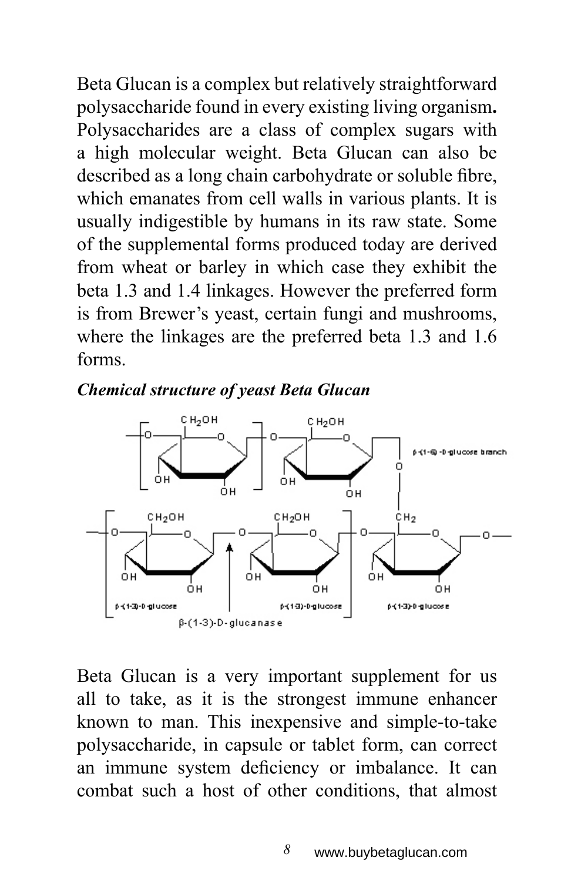Beta Glucan is a complex but relatively straightforward polysaccharide found in every existing living organism**.** Polysaccharides are a class of complex sugars with a high molecular weight. Beta Glucan can also be described as a long chain carbohydrate or soluble fibre, which emanates from cell walls in various plants. It is usually indigestible by humans in its raw state. Some of the supplemental forms produced today are derived from wheat or barley in which case they exhibit the beta 1.3 and 1.4 linkages. However the preferred form is from Brewer's yeast, certain fungi and mushrooms, where the linkages are the preferred beta 1.3 and 1.6 forms.

***Chemical structure of yeast Beta Glucan***

Beta Glucan is a very important supplement for us all to take, as it is the strongest immune enhancer known to man. This inexpensive and simple-to-take polysaccharide, in capsule or tablet form, can correct an immune system deficiency or imbalance. It can combat such a host of other conditions, that almost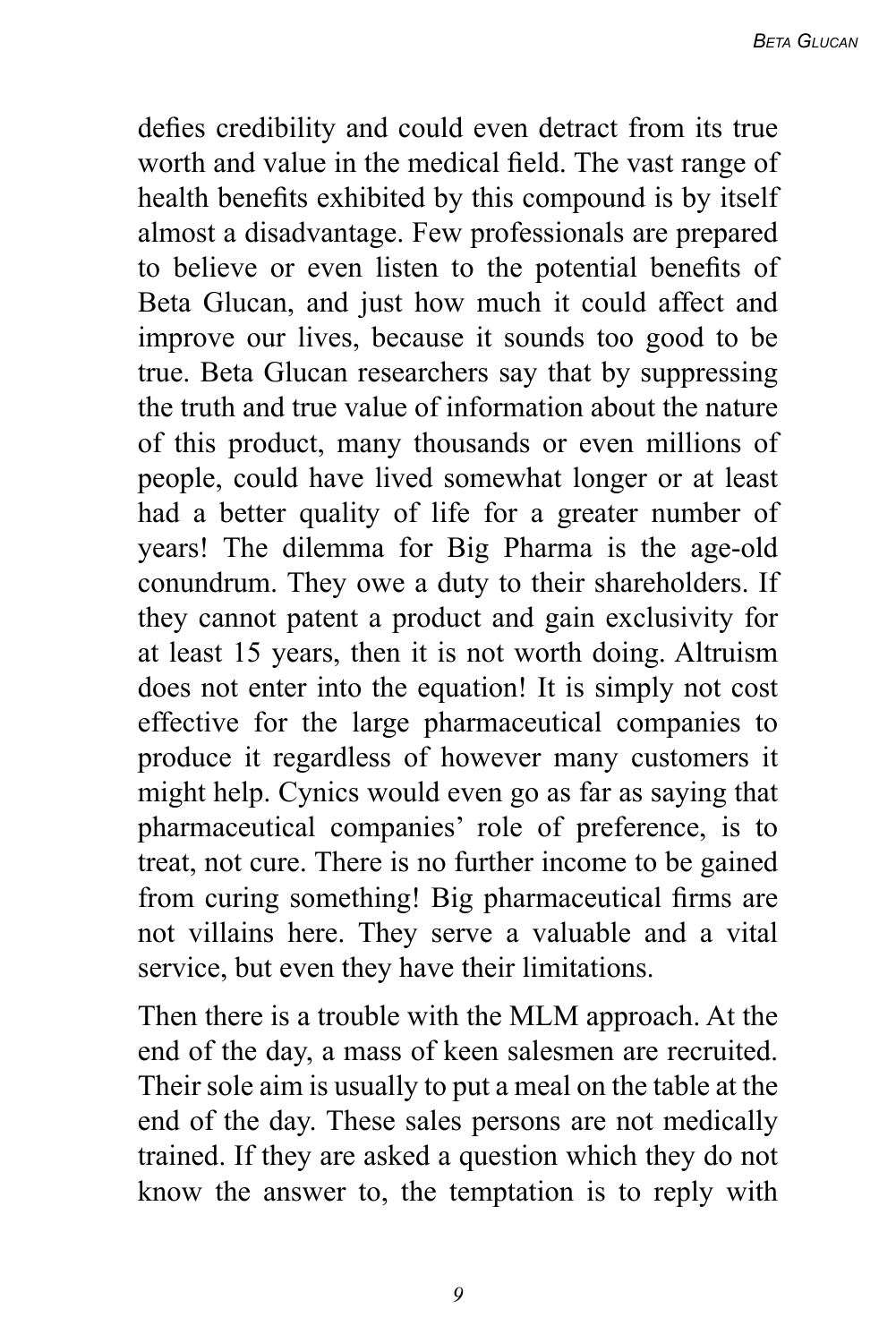defies credibility and could even detract from its true worth and value in the medical field. The vast range of health benefits exhibited by this compound is by itself almost a disadvantage. Few professionals are prepared to believe or even listen to the potential benefits of Beta Glucan, and just how much it could affect and improve our lives, because it sounds too good to be true. Beta Glucan researchers say that by suppressing the truth and true value of information about the nature of this product, many thousands or even millions of people, could have lived somewhat longer or at least had a better quality of life for a greater number of years! The dilemma for Big Pharma is the age-old conundrum. They owe a duty to their shareholders. If they cannot patent a product and gain exclusivity for at least 15 years, then it is not worth doing. Altruism does not enter into the equation! It is simply not cost effective for the large pharmaceutical companies to produce it regardless of however many customers it might help. Cynics would even go as far as saying that pharmaceutical companies' role of preference, is to treat, not cure. There is no further income to be gained from curing something! Big pharmaceutical firms are not villains here. They serve a valuable and a vital service, but even they have their limitations.

Then there is a trouble with the MLM approach. At the end of the day, a mass of keen salesmen are recruited. Their sole aim is usually to put a meal on the table at the end of the day. These sales persons are not medically trained. If they are asked a question which they do not know the answer to, the temptation is to reply with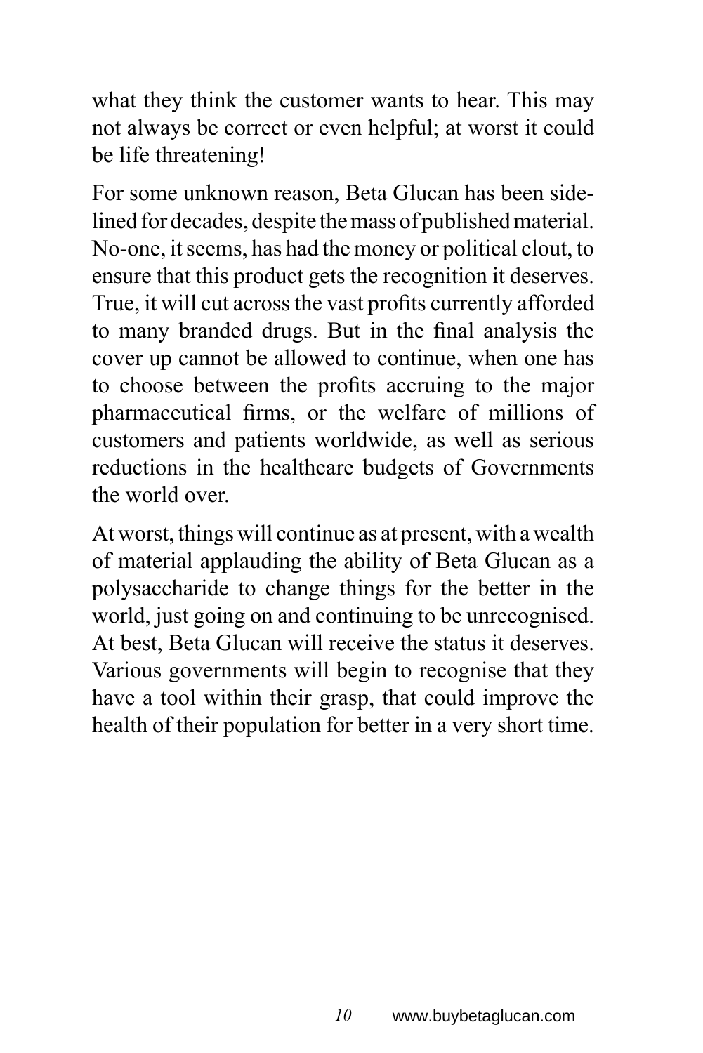what they think the customer wants to hear. This may not always be correct or even helpful; at worst it could be life threatening!

For some unknown reason, Beta Glucan has been side-lined for decades, despite the mass of published material. No-one, it seems, has had the money or political clout, to ensure that this product gets the recognition it deserves. True, it will cut across the vast profits currently afforded to many branded drugs. But in the final analysis the cover up cannot be allowed to continue, when one has to choose between the profits accruing to the major pharmaceutical firms, or the welfare of millions of customers and patients worldwide, as well as serious reductions in the healthcare budgets of Governments the world over.

At worst, things will continue as at present, with a wealth of material applauding the ability of Beta Glucan as a polysaccharide to change things for the better in the world, just going on and continuing to be unrecognised. At best, Beta Glucan will receive the status it deserves. Various governments will begin to recognise that they have a tool within their grasp, that could improve the health of their population for better in a very short time.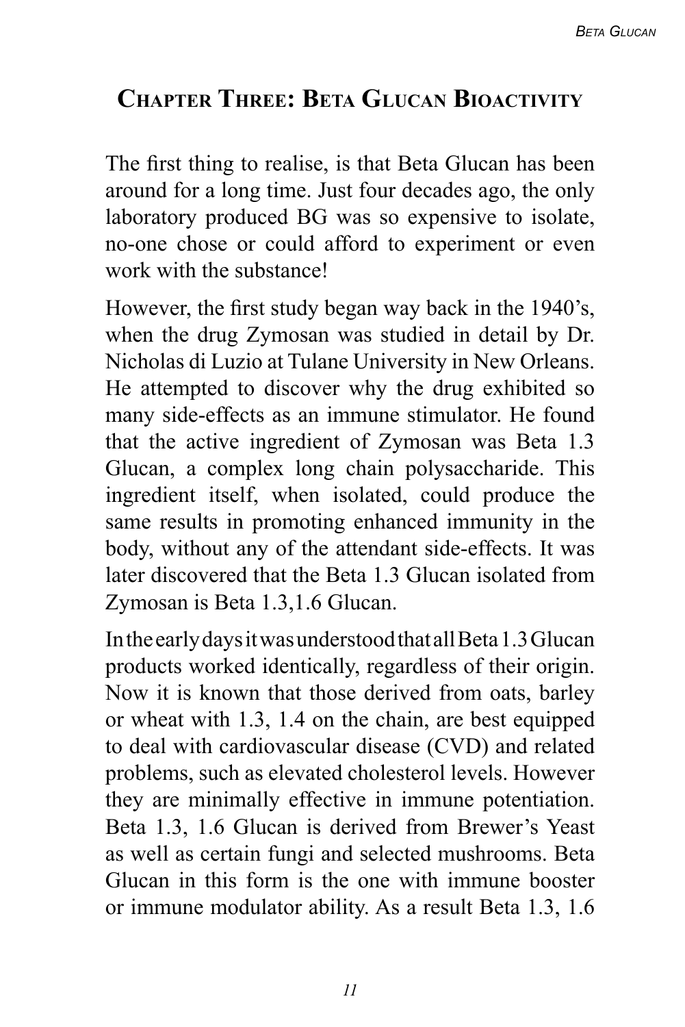## Chapter Three: Beta Glucan Bioactivity

The first thing to realise, is that Beta Glucan has been around for a long time. Just four decades ago, the only laboratory produced BG was so expensive to isolate, no-one chose or could afford to experiment or even work with the substance!

However, the first study began way back in the 1940's, when the drug Zymosan was studied in detail by Dr. Nicholas di Luzio at Tulane University in New Orleans. He attempted to discover why the drug exhibited so many side-effects as an immune stimulator. He found that the active ingredient of Zymosan was Beta 1.3 Glucan, a complex long chain polysaccharide. This ingredient itself, when isolated, could produce the same results in promoting enhanced immunity in the body, without any of the attendant side-effects. It was later discovered that the Beta 1.3 Glucan isolated from Zymosan is Beta 1.3,1.6 Glucan.

In the early days it was understood that all Beta 1.3 Glucan products worked identically, regardless of their origin. Now it is known that those derived from oats, barley or wheat with 1.3, 1.4 on the chain, are best equipped to deal with cardiovascular disease (CVD) and related problems, such as elevated cholesterol levels. However they are minimally effective in immune potentiation. Beta 1.3, 1.6 Glucan is derived from Brewer's Yeast as well as certain fungi and selected mushrooms. Beta Glucan in this form is the one with immune booster or immune modulator ability. As a result Beta 1.3, 1.6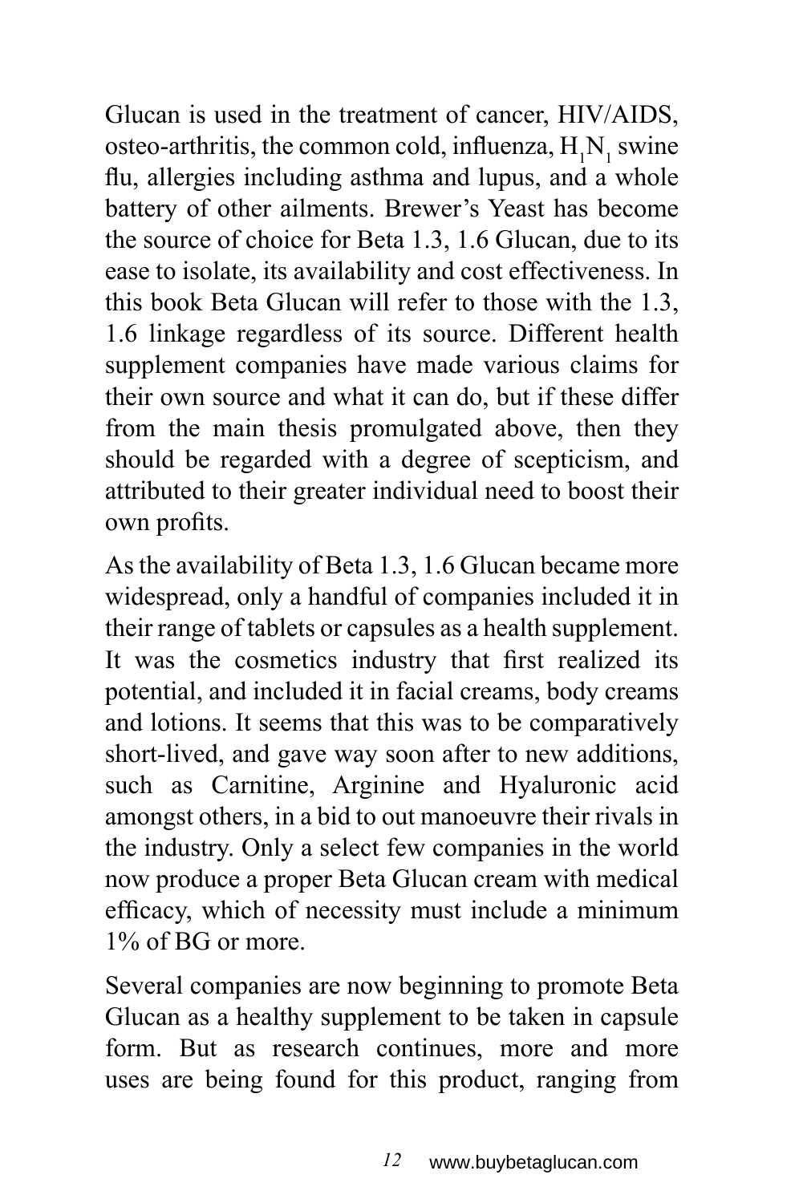Glucan is used in the treatment of cancer, HIV/AIDS, osteo-arthritis, the common cold, influenza, $H_1N_1$ swine flu, allergies including asthma and lupus, and a whole battery of other ailments. Brewer's Yeast has become the source of choice for Beta 1.3, 1.6 Glucan, due to its ease to isolate, its availability and cost effectiveness. In this book Beta Glucan will refer to those with the 1.3, 1.6 linkage regardless of its source. Different health supplement companies have made various claims for their own source and what it can do, but if these differ from the main thesis promulgated above, then they should be regarded with a degree of scepticism, and attributed to their greater individual need to boost their own profits.

As the availability of Beta 1.3, 1.6 Glucan became more widespread, only a handful of companies included it in their range of tablets or capsules as a health supplement. It was the cosmetics industry that first realized its potential, and included it in facial creams, body creams and lotions. It seems that this was to be comparatively short-lived, and gave way soon after to new additions, such as Carnitine, Arginine and Hyaluronic acid amongst others, in a bid to out manoeuvre their rivals in the industry. Only a select few companies in the world now produce a proper Beta Glucan cream with medical efficacy, which of necessity must include a minimum 1% of BG or more.

Several companies are now beginning to promote Beta Glucan as a healthy supplement to be taken in capsule form. But as research continues, more and more uses are being found for this product, ranging from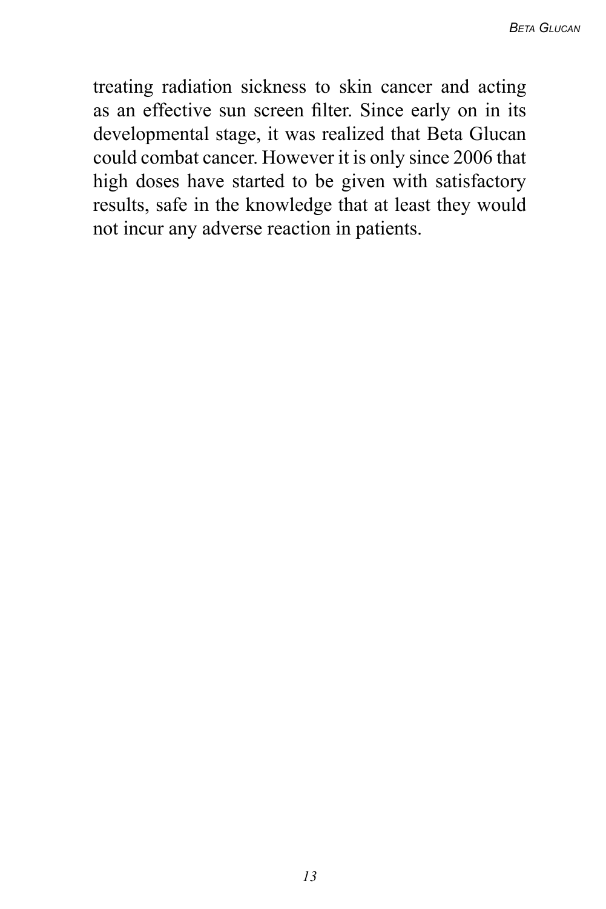treating radiation sickness to skin cancer and acting as an effective sun screen filter. Since early on in its developmental stage, it was realized that Beta Glucan could combat cancer. However it is only since 2006 that high doses have started to be given with satisfactory results, safe in the knowledge that at least they would not incur any adverse reaction in patients.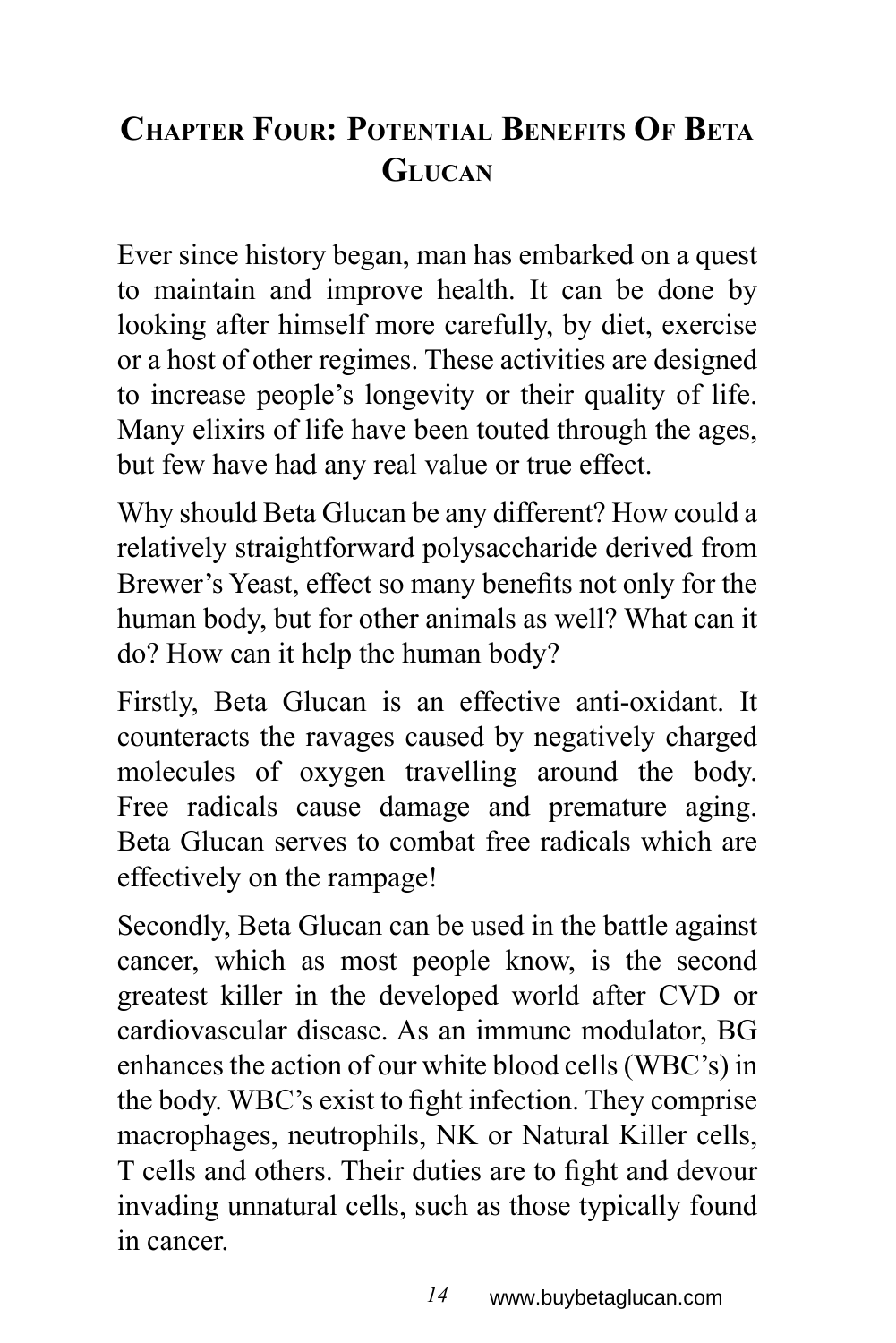# Chapter Four: Potential Benefits Of Beta Glucan

Ever since history began, man has embarked on a quest to maintain and improve health. It can be done by looking after himself more carefully, by diet, exercise or a host of other regimes. These activities are designed to increase people's longevity or their quality of life. Many elixirs of life have been touted through the ages, but few have had any real value or true effect.

Why should Beta Glucan be any different? How could a relatively straightforward polysaccharide derived from Brewer's Yeast, effect so many benefits not only for the human body, but for other animals as well? What can it do? How can it help the human body?

Firstly, Beta Glucan is an effective anti-oxidant. It counteracts the ravages caused by negatively charged molecules of oxygen travelling around the body. Free radicals cause damage and premature aging. Beta Glucan serves to combat free radicals which are effectively on the rampage!

Secondly, Beta Glucan can be used in the battle against cancer, which as most people know, is the second greatest killer in the developed world after CVD or cardiovascular disease. As an immune modulator, BG enhances the action of our white blood cells (WBC's) in the body. WBC's exist to fight infection. They comprise macrophages, neutrophils, NK or Natural Killer cells, T cells and others. Their duties are to fight and devour invading unnatural cells, such as those typically found in cancer.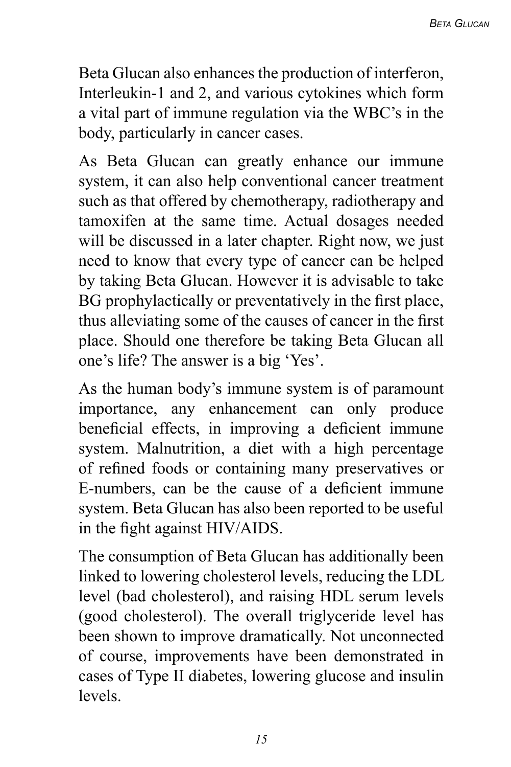Beta Glucan also enhances the production of interferon, Interleukin-1 and 2, and various cytokines which form a vital part of immune regulation via the WBC's in the body, particularly in cancer cases.

As Beta Glucan can greatly enhance our immune system, it can also help conventional cancer treatment such as that offered by chemotherapy, radiotherapy and tamoxifen at the same time. Actual dosages needed will be discussed in a later chapter. Right now, we just need to know that every type of cancer can be helped by taking Beta Glucan. However it is advisable to take BG prophylactically or preventatively in the first place, thus alleviating some of the causes of cancer in the first place. Should one therefore be taking Beta Glucan all one's life? The answer is a big 'Yes'.

As the human body's immune system is of paramount importance, any enhancement can only produce beneficial effects, in improving a deficient immune system. Malnutrition, a diet with a high percentage of refined foods or containing many preservatives or E-numbers, can be the cause of a deficient immune system. Beta Glucan has also been reported to be useful in the fight against HIV/AIDS.

The consumption of Beta Glucan has additionally been linked to lowering cholesterol levels, reducing the LDL level (bad cholesterol), and raising HDL serum levels (good cholesterol). The overall triglyceride level has been shown to improve dramatically. Not unconnected of course, improvements have been demonstrated in cases of Type II diabetes, lowering glucose and insulin levels.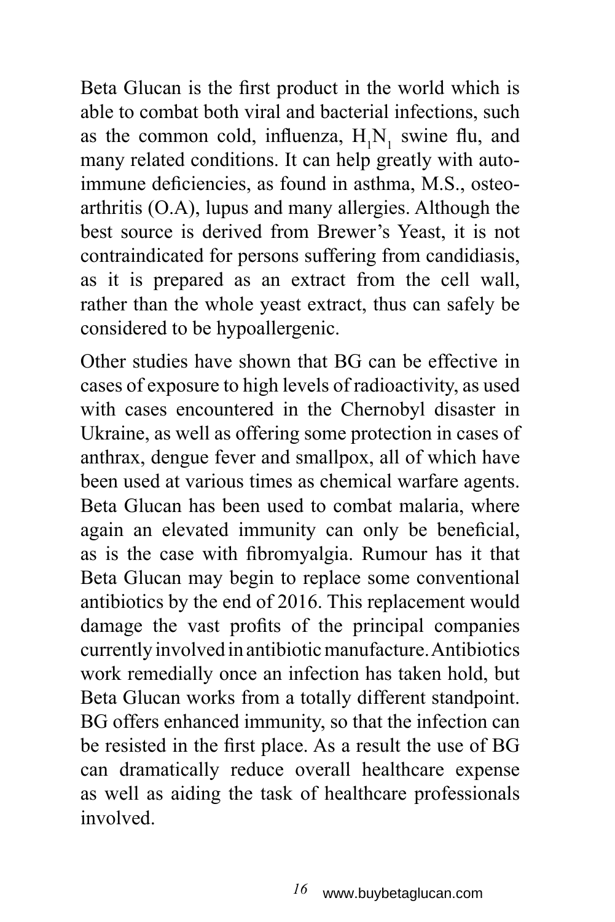Beta Glucan is the first product in the world which is able to combat both viral and bacterial infections, such as the common cold, influenza, $H_1N_1$ swine flu, and many related conditions. It can help greatly with auto-immune deficiencies, as found in asthma, M.S., osteo-arthritis (O.A), lupus and many allergies. Although the best source is derived from Brewer's Yeast, it is not contraindicated for persons suffering from candidiasis, as it is prepared as an extract from the cell wall, rather than the whole yeast extract, thus can safely be considered to be hypoallergenic.

Other studies have shown that BG can be effective in cases of exposure to high levels of radioactivity, as used with cases encountered in the Chernobyl disaster in Ukraine, as well as offering some protection in cases of anthrax, dengue fever and smallpox, all of which have been used at various times as chemical warfare agents. Beta Glucan has been used to combat malaria, where again an elevated immunity can only be beneficial, as is the case with fibromyalgia. Rumour has it that Beta Glucan may begin to replace some conventional antibiotics by the end of 2016. This replacement would damage the vast profits of the principal companies currently involved in antibiotic manufacture. Antibiotics work remedially once an infection has taken hold, but Beta Glucan works from a totally different standpoint. BG offers enhanced immunity, so that the infection can be resisted in the first place. As a result the use of BG can dramatically reduce overall healthcare expense as well as aiding the task of healthcare professionals involved.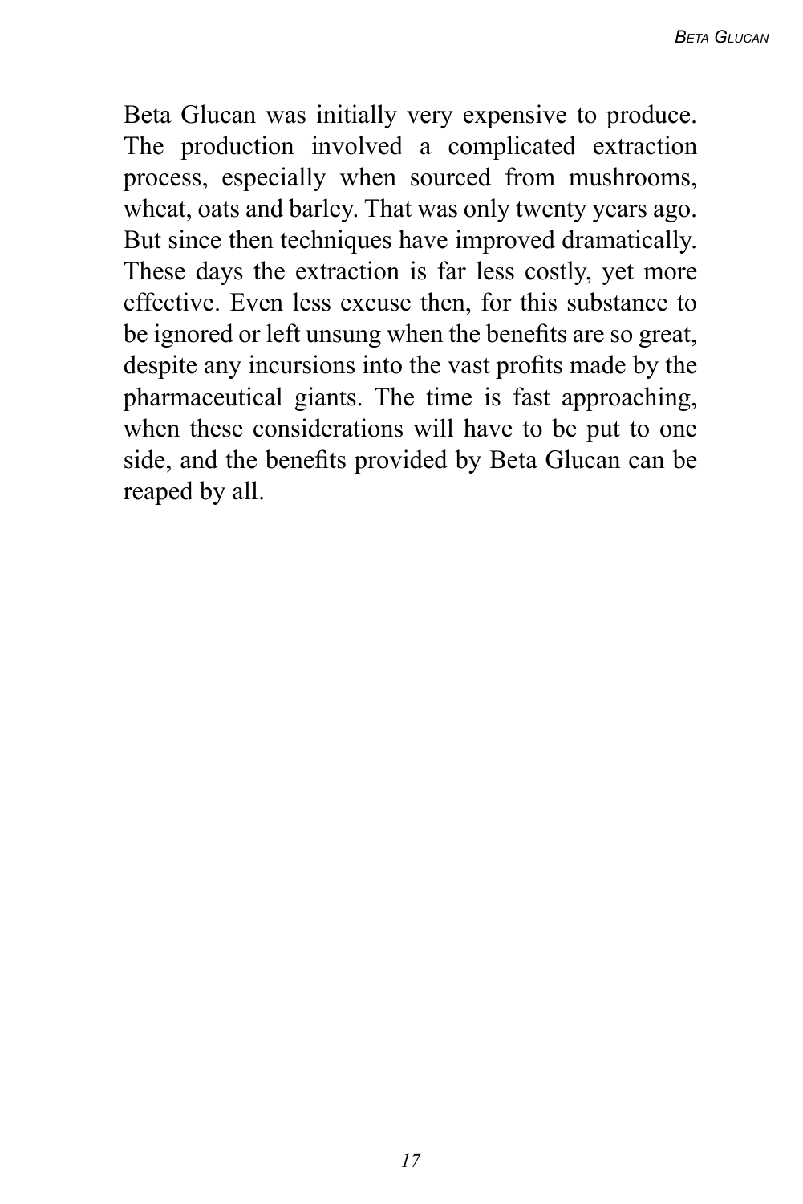Beta Glucan was initially very expensive to produce. The production involved a complicated extraction process, especially when sourced from mushrooms, wheat, oats and barley. That was only twenty years ago. But since then techniques have improved dramatically. These days the extraction is far less costly, yet more effective. Even less excuse then, for this substance to be ignored or left unsung when the benefits are so great, despite any incursions into the vast profits made by the pharmaceutical giants. The time is fast approaching, when these considerations will have to be put to one side, and the benefits provided by Beta Glucan can be reaped by all.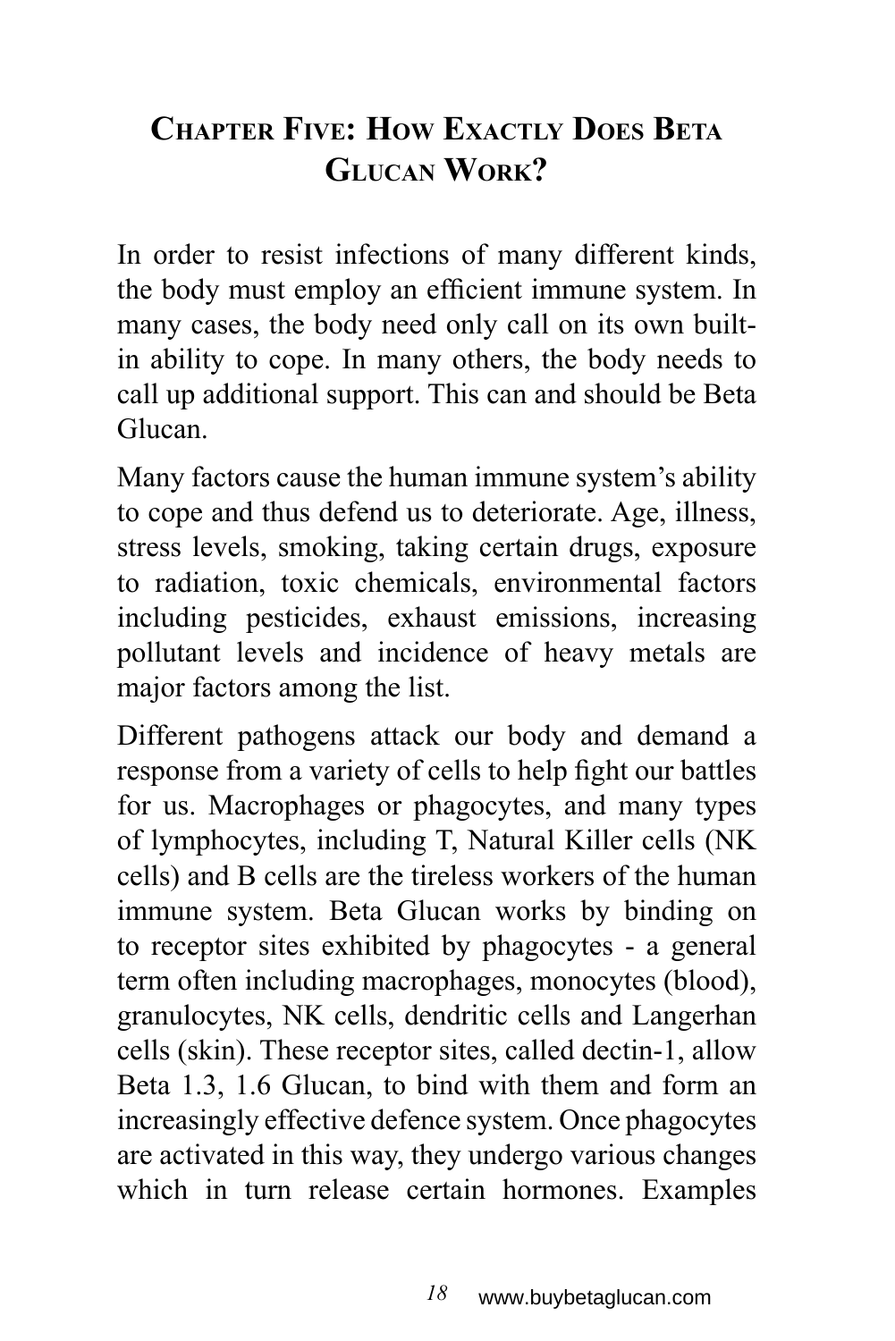# Chapter Five: How Exactly Does Beta Glucan Work?

In order to resist infections of many different kinds, the body must employ an efficient immune system. In many cases, the body need only call on its own built-in ability to cope. In many others, the body needs to call up additional support. This can and should be Beta Glucan.

Many factors cause the human immune system's ability to cope and thus defend us to deteriorate. Age, illness, stress levels, smoking, taking certain drugs, exposure to radiation, toxic chemicals, environmental factors including pesticides, exhaust emissions, increasing pollutant levels and incidence of heavy metals are major factors among the list.

Different pathogens attack our body and demand a response from a variety of cells to help fight our battles for us. Macrophages or phagocytes, and many types of lymphocytes, including T, Natural Killer cells (NK cells) and B cells are the tireless workers of the human immune system. Beta Glucan works by binding on to receptor sites exhibited by phagocytes - a general term often including macrophages, monocytes (blood), granulocytes, NK cells, dendritic cells and Langerhan cells (skin). These receptor sites, called dectin-1, allow Beta 1.3, 1.6 Glucan, to bind with them and form an increasingly effective defence system. Once phagocytes are activated in this way, they undergo various changes which in turn release certain hormones. Examples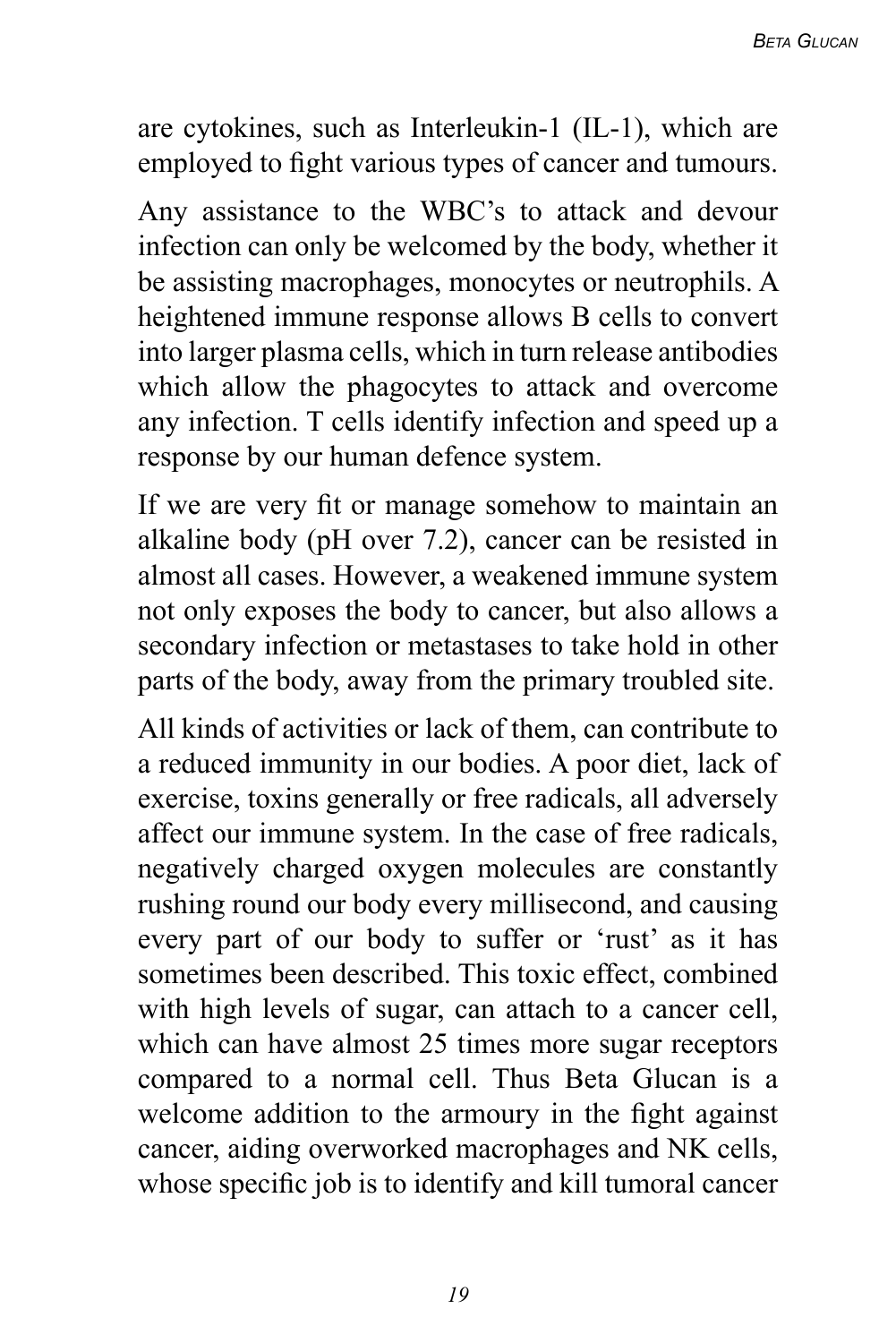are cytokines, such as Interleukin-1 (IL-1), which are employed to fight various types of cancer and tumours.

Any assistance to the WBC's to attack and devour infection can only be welcomed by the body, whether it be assisting macrophages, monocytes or neutrophils. A heightened immune response allows B cells to convert into larger plasma cells, which in turn release antibodies which allow the phagocytes to attack and overcome any infection. T cells identify infection and speed up a response by our human defence system.

If we are very fit or manage somehow to maintain an alkaline body (pH over 7.2), cancer can be resisted in almost all cases. However, a weakened immune system not only exposes the body to cancer, but also allows a secondary infection or metastases to take hold in other parts of the body, away from the primary troubled site.

All kinds of activities or lack of them, can contribute to a reduced immunity in our bodies. A poor diet, lack of exercise, toxins generally or free radicals, all adversely affect our immune system. In the case of free radicals, negatively charged oxygen molecules are constantly rushing round our body every millisecond, and causing every part of our body to suffer or 'rust' as it has sometimes been described. This toxic effect, combined with high levels of sugar, can attach to a cancer cell, which can have almost 25 times more sugar receptors compared to a normal cell. Thus Beta Glucan is a welcome addition to the armoury in the fight against cancer, aiding overworked macrophages and NK cells, whose specific job is to identify and kill tumoral cancer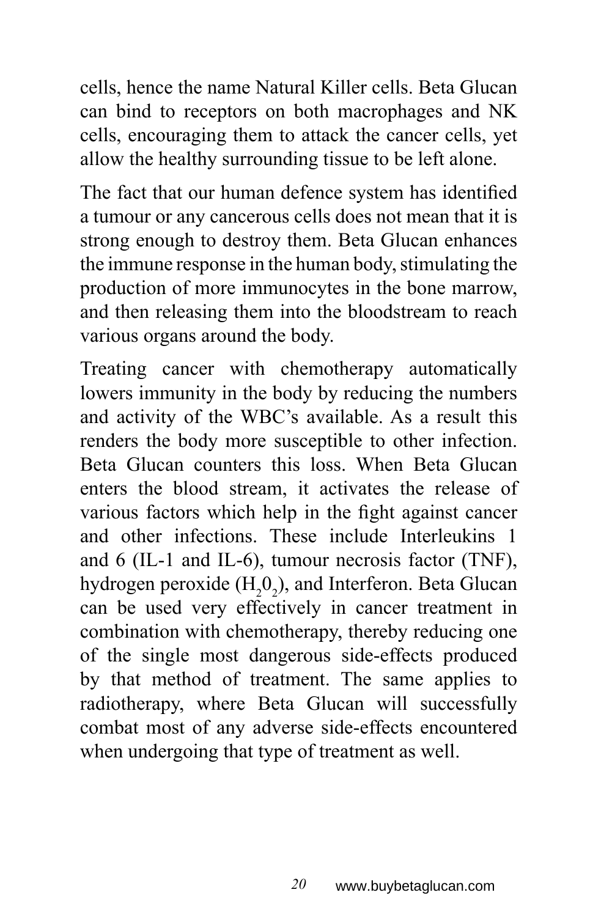cells, hence the name Natural Killer cells. Beta Glucan can bind to receptors on both macrophages and NK cells, encouraging them to attack the cancer cells, yet allow the healthy surrounding tissue to be left alone.

The fact that our human defence system has identified a tumour or any cancerous cells does not mean that it is strong enough to destroy them. Beta Glucan enhances the immune response in the human body, stimulating the production of more immunocytes in the bone marrow, and then releasing them into the bloodstream to reach various organs around the body.

Treating cancer with chemotherapy automatically lowers immunity in the body by reducing the numbers and activity of the WBC's available. As a result this renders the body more susceptible to other infection. Beta Glucan counters this loss. When Beta Glucan enters the blood stream, it activates the release of various factors which help in the fight against cancer and other infections. These include Interleukins 1 and 6 (IL-1 and IL-6), tumour necrosis factor (TNF), hydrogen peroxide ($H_2 0_2$), and Interferon. Beta Glucan can be used very effectively in cancer treatment in combination with chemotherapy, thereby reducing one of the single most dangerous side-effects produced by that method of treatment. The same applies to radiotherapy, where Beta Glucan will successfully combat most of any adverse side-effects encountered when undergoing that type of treatment as well.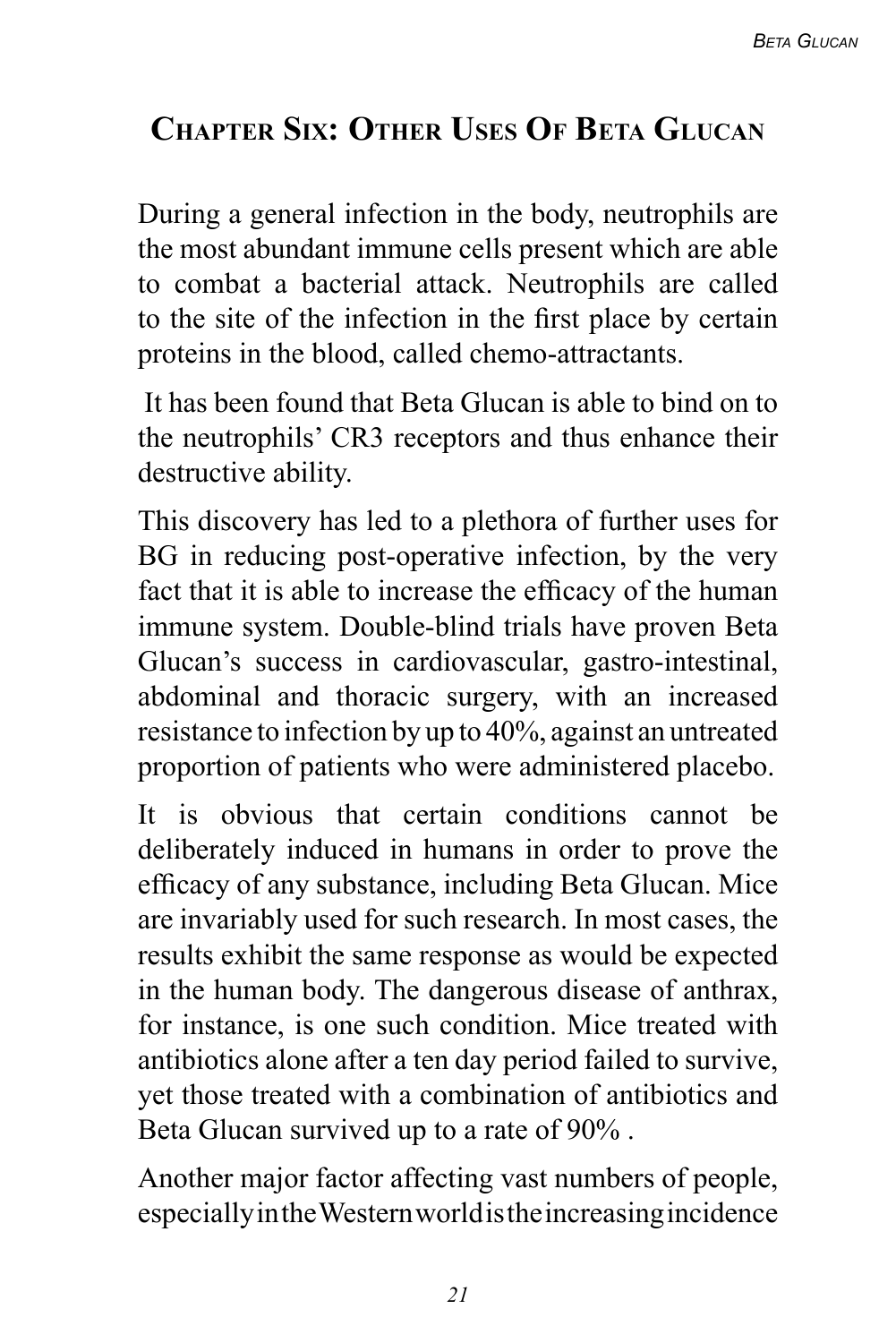## Chapter Six: Other Uses Of Beta Glucan

During a general infection in the body, neutrophils are the most abundant immune cells present which are able to combat a bacterial attack. Neutrophils are called to the site of the infection in the first place by certain proteins in the blood, called chemo-attractants.

It has been found that Beta Glucan is able to bind on to the neutrophils' CR3 receptors and thus enhance their destructive ability.

This discovery has led to a plethora of further uses for BG in reducing post-operative infection, by the very fact that it is able to increase the efficacy of the human immune system. Double-blind trials have proven Beta Glucan's success in cardiovascular, gastro-intestinal, abdominal and thoracic surgery, with an increased resistance to infection by up to 40%, against an untreated proportion of patients who were administered placebo.

It is obvious that certain conditions cannot be deliberately induced in humans in order to prove the efficacy of any substance, including Beta Glucan. Mice are invariably used for such research. In most cases, the results exhibit the same response as would be expected in the human body. The dangerous disease of anthrax, for instance, is one such condition. Mice treated with antibiotics alone after a ten day period failed to survive, yet those treated with a combination of antibiotics and Beta Glucan survived up to a rate of 90% .

Another major factor affecting vast numbers of people, especially in the Western world is the increasing incidence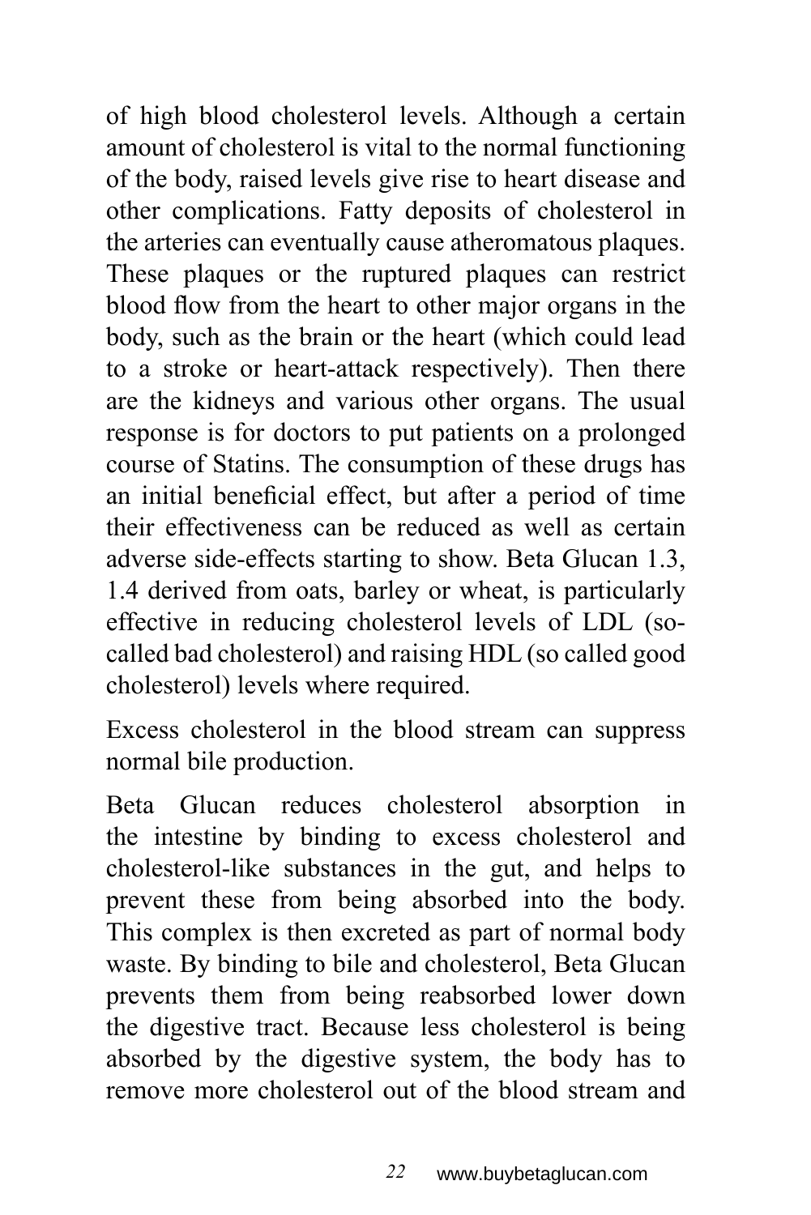of high blood cholesterol levels. Although a certain amount of cholesterol is vital to the normal functioning of the body, raised levels give rise to heart disease and other complications. Fatty deposits of cholesterol in the arteries can eventually cause atheromatous plaques. These plaques or the ruptured plaques can restrict blood flow from the heart to other major organs in the body, such as the brain or the heart (which could lead to a stroke or heart-attack respectively). Then there are the kidneys and various other organs. The usual response is for doctors to put patients on a prolonged course of Statins. The consumption of these drugs has an initial beneficial effect, but after a period of time their effectiveness can be reduced as well as certain adverse side-effects starting to show. Beta Glucan 1.3, 1.4 derived from oats, barley or wheat, is particularly effective in reducing cholesterol levels of LDL (so-called bad cholesterol) and raising HDL (so called good cholesterol) levels where required.

Excess cholesterol in the blood stream can suppress normal bile production.

Beta Glucan reduces cholesterol absorption in the intestine by binding to excess cholesterol and cholesterol-like substances in the gut, and helps to prevent these from being absorbed into the body. This complex is then excreted as part of normal body waste. By binding to bile and cholesterol, Beta Glucan prevents them from being reabsorbed lower down the digestive tract. Because less cholesterol is being absorbed by the digestive system, the body has to remove more cholesterol out of the blood stream and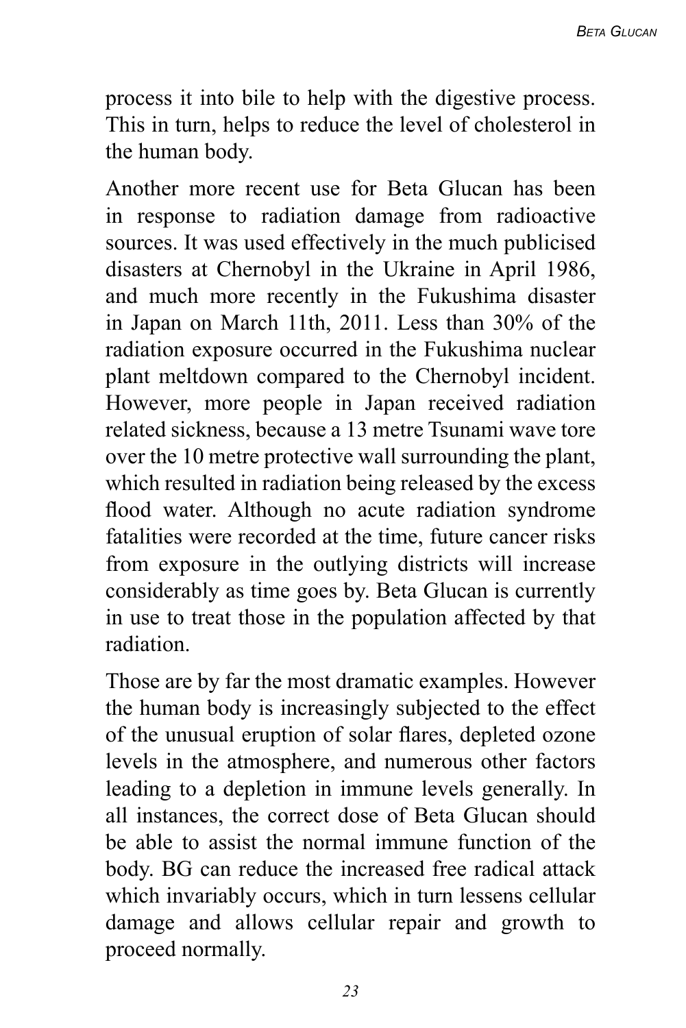process it into bile to help with the digestive process. This in turn, helps to reduce the level of cholesterol in the human body.

Another more recent use for Beta Glucan has been in response to radiation damage from radioactive sources. It was used effectively in the much publicised disasters at Chernobyl in the Ukraine in April 1986, and much more recently in the Fukushima disaster in Japan on March 11th, 2011. Less than 30% of the radiation exposure occurred in the Fukushima nuclear plant meltdown compared to the Chernobyl incident. However, more people in Japan received radiation related sickness, because a 13 metre Tsunami wave tore over the 10 metre protective wall surrounding the plant, which resulted in radiation being released by the excess flood water. Although no acute radiation syndrome fatalities were recorded at the time, future cancer risks from exposure in the outlying districts will increase considerably as time goes by. Beta Glucan is currently in use to treat those in the population affected by that radiation.

Those are by far the most dramatic examples. However the human body is increasingly subjected to the effect of the unusual eruption of solar flares, depleted ozone levels in the atmosphere, and numerous other factors leading to a depletion in immune levels generally. In all instances, the correct dose of Beta Glucan should be able to assist the normal immune function of the body. BG can reduce the increased free radical attack which invariably occurs, which in turn lessens cellular damage and allows cellular repair and growth to proceed normally.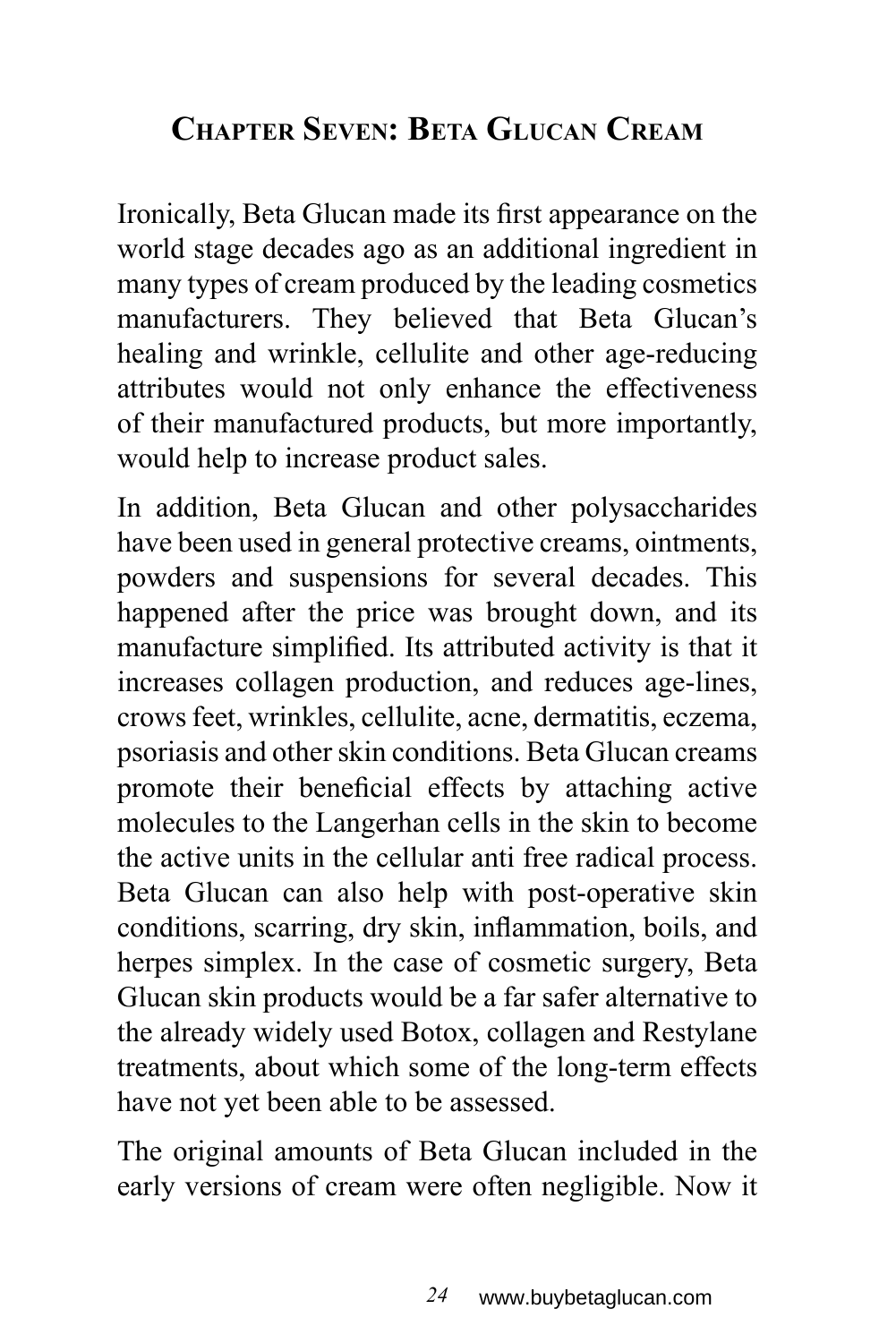# Chapter Seven: Beta Glucan Cream

Ironically, Beta Glucan made its first appearance on the world stage decades ago as an additional ingredient in many types of cream produced by the leading cosmetics manufacturers. They believed that Beta Glucan's healing and wrinkle, cellulite and other age-reducing attributes would not only enhance the effectiveness of their manufactured products, but more importantly, would help to increase product sales.

In addition, Beta Glucan and other polysaccharides have been used in general protective creams, ointments, powders and suspensions for several decades. This happened after the price was brought down, and its manufacture simplified. Its attributed activity is that it increases collagen production, and reduces age-lines, crows feet, wrinkles, cellulite, acne, dermatitis, eczema, psoriasis and other skin conditions. Beta Glucan creams promote their beneficial effects by attaching active molecules to the Langerhan cells in the skin to become the active units in the cellular anti free radical process. Beta Glucan can also help with post-operative skin conditions, scarring, dry skin, inflammation, boils, and herpes simplex. In the case of cosmetic surgery, Beta Glucan skin products would be a far safer alternative to the already widely used Botox, collagen and Restylane treatments, about which some of the long-term effects have not yet been able to be assessed.

The original amounts of Beta Glucan included in the early versions of cream were often negligible. Now it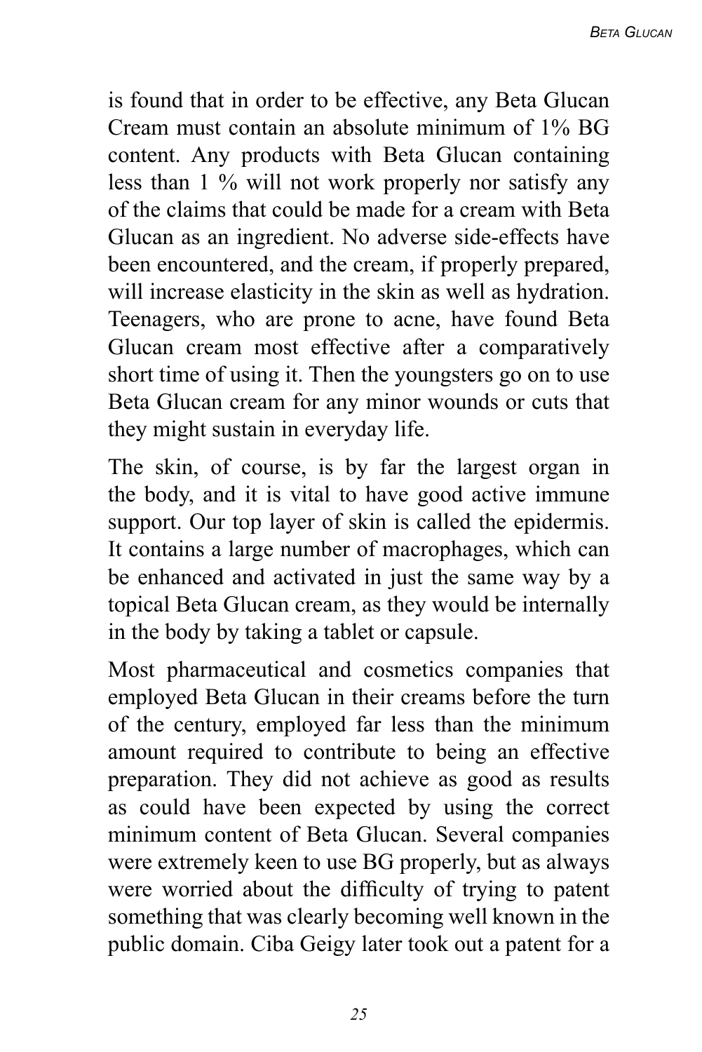is found that in order to be effective, any Beta Glucan Cream must contain an absolute minimum of 1% BG content. Any products with Beta Glucan containing less than 1 % will not work properly nor satisfy any of the claims that could be made for a cream with Beta Glucan as an ingredient. No adverse side-effects have been encountered, and the cream, if properly prepared, will increase elasticity in the skin as well as hydration. Teenagers, who are prone to acne, have found Beta Glucan cream most effective after a comparatively short time of using it. Then the youngsters go on to use Beta Glucan cream for any minor wounds or cuts that they might sustain in everyday life.

The skin, of course, is by far the largest organ in the body, and it is vital to have good active immune support. Our top layer of skin is called the epidermis. It contains a large number of macrophages, which can be enhanced and activated in just the same way by a topical Beta Glucan cream, as they would be internally in the body by taking a tablet or capsule.

Most pharmaceutical and cosmetics companies that employed Beta Glucan in their creams before the turn of the century, employed far less than the minimum amount required to contribute to being an effective preparation. They did not achieve as good as results as could have been expected by using the correct minimum content of Beta Glucan. Several companies were extremely keen to use BG properly, but as always were worried about the difficulty of trying to patent something that was clearly becoming well known in the public domain. Ciba Geigy later took out a patent for a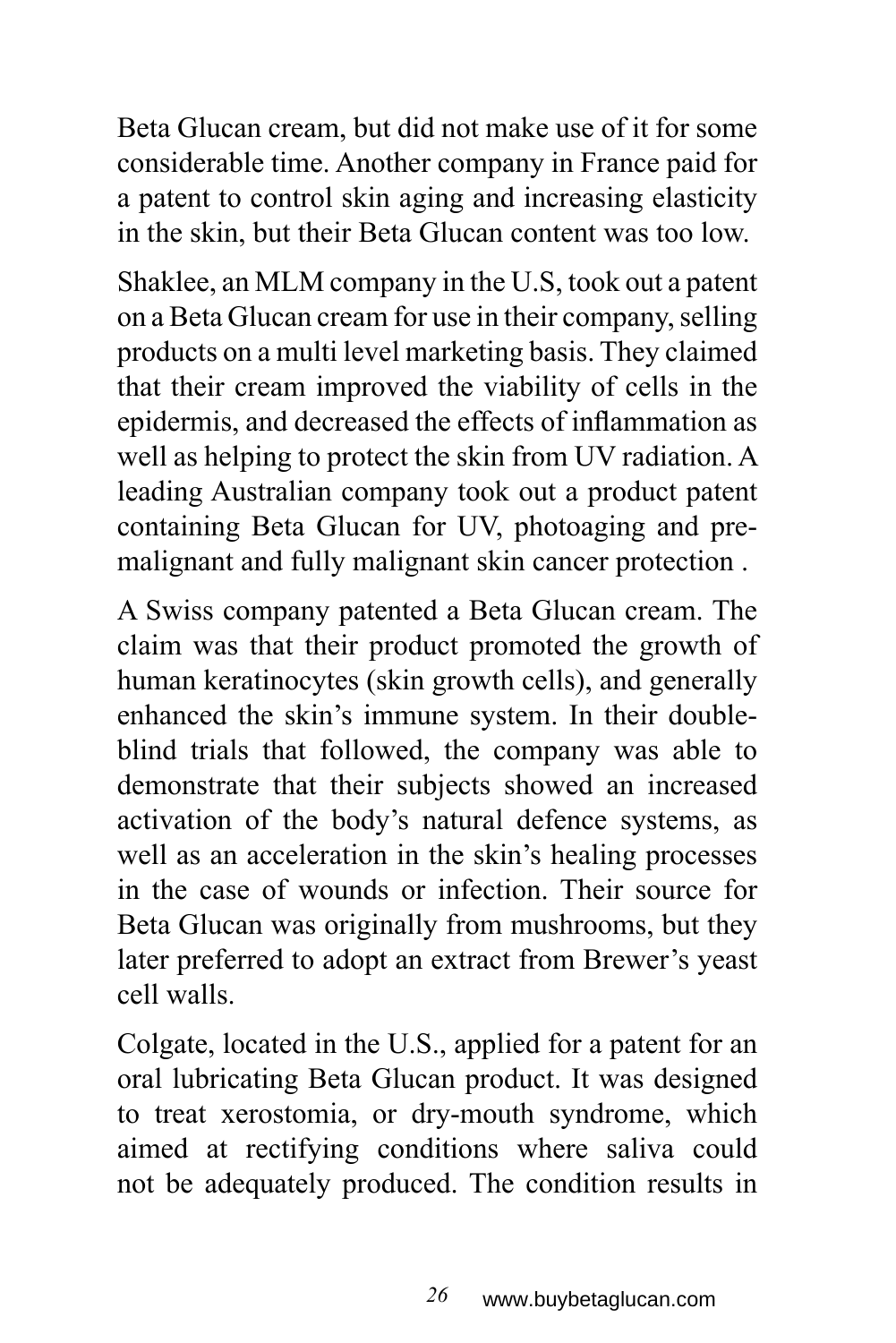Beta Glucan cream, but did not make use of it for some considerable time. Another company in France paid for a patent to control skin aging and increasing elasticity in the skin, but their Beta Glucan content was too low.

Shaklee, an MLM company in the U.S, took out a patent on a Beta Glucan cream for use in their company, selling products on a multi level marketing basis. They claimed that their cream improved the viability of cells in the epidermis, and decreased the effects of inflammation as well as helping to protect the skin from UV radiation. A leading Australian company took out a product patent containing Beta Glucan for UV, photoaging and pre-malignant and fully malignant skin cancer protection .

A Swiss company patented a Beta Glucan cream. The claim was that their product promoted the growth of human keratinocytes (skin growth cells), and generally enhanced the skin's immune system. In their double-blind trials that followed, the company was able to demonstrate that their subjects showed an increased activation of the body's natural defence systems, as well as an acceleration in the skin's healing processes in the case of wounds or infection. Their source for Beta Glucan was originally from mushrooms, but they later preferred to adopt an extract from Brewer's yeast cell walls.

Colgate, located in the U.S., applied for a patent for an oral lubricating Beta Glucan product. It was designed to treat xerostomia, or dry-mouth syndrome, which aimed at rectifying conditions where saliva could not be adequately produced. The condition results in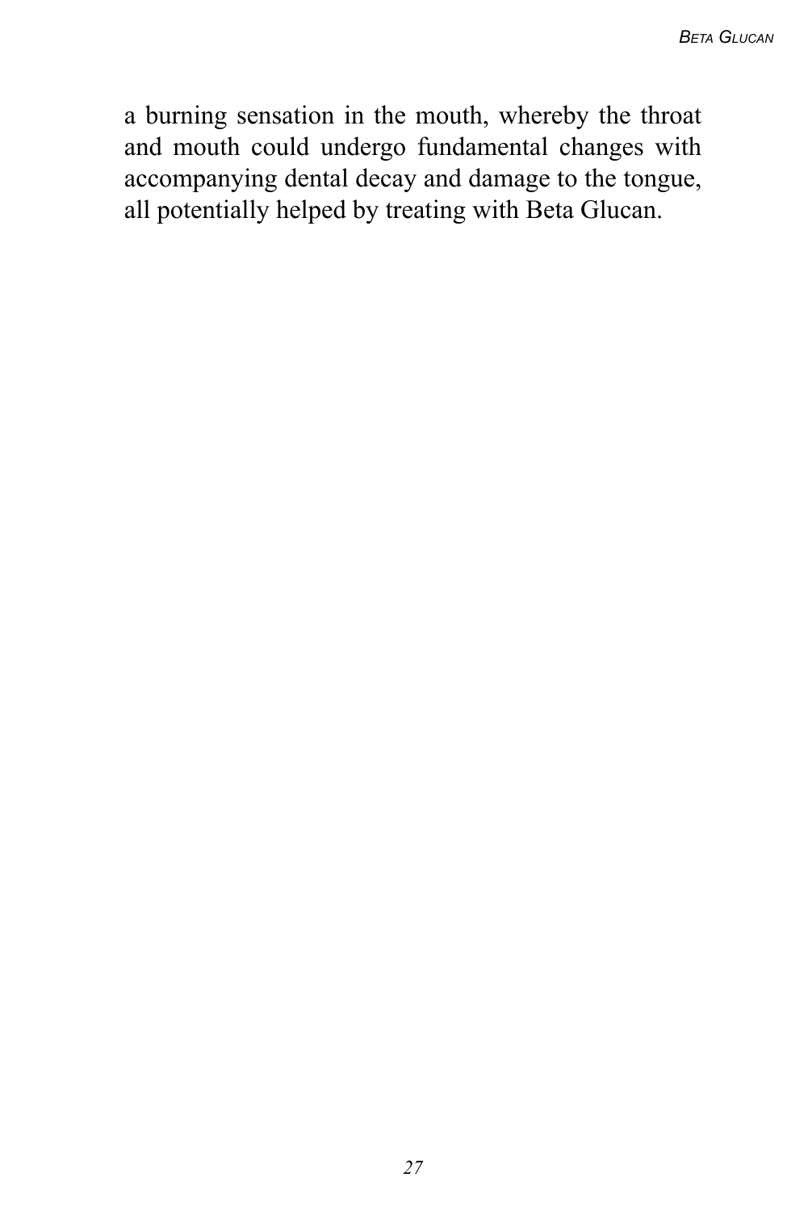a burning sensation in the mouth, whereby the throat and mouth could undergo fundamental changes with accompanying dental decay and damage to the tongue, all potentially helped by treating with Beta Glucan.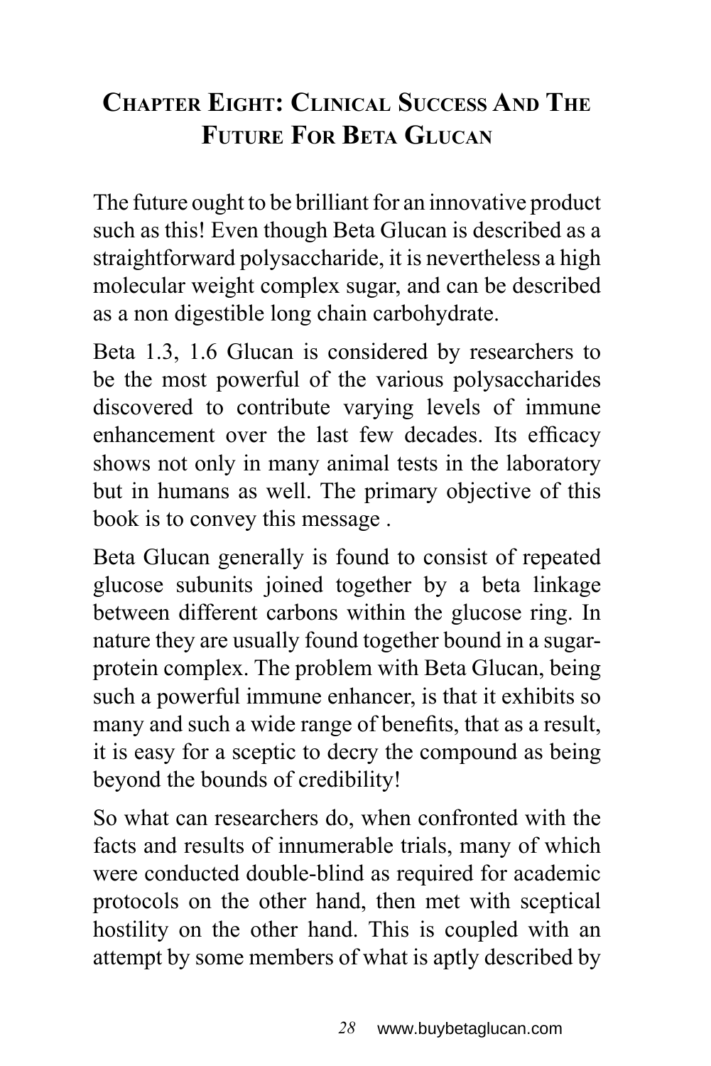## Chapter Eight: Clinical Success And The Future For Beta Glucan

The future ought to be brilliant for an innovative product such as this! Even though Beta Glucan is described as a straightforward polysaccharide, it is nevertheless a high molecular weight complex sugar, and can be described as a non digestible long chain carbohydrate.

Beta 1.3, 1.6 Glucan is considered by researchers to be the most powerful of the various polysaccharides discovered to contribute varying levels of immune enhancement over the last few decades. Its efficacy shows not only in many animal tests in the laboratory but in humans as well. The primary objective of this book is to convey this message .

Beta Glucan generally is found to consist of repeated glucose subunits joined together by a beta linkage between different carbons within the glucose ring. In nature they are usually found together bound in a sugar-protein complex. The problem with Beta Glucan, being such a powerful immune enhancer, is that it exhibits so many and such a wide range of benefits, that as a result, it is easy for a sceptic to decry the compound as being beyond the bounds of credibility!

So what can researchers do, when confronted with the facts and results of innumerable trials, many of which were conducted double-blind as required for academic protocols on the other hand, then met with sceptical hostility on the other hand. This is coupled with an attempt by some members of what is aptly described by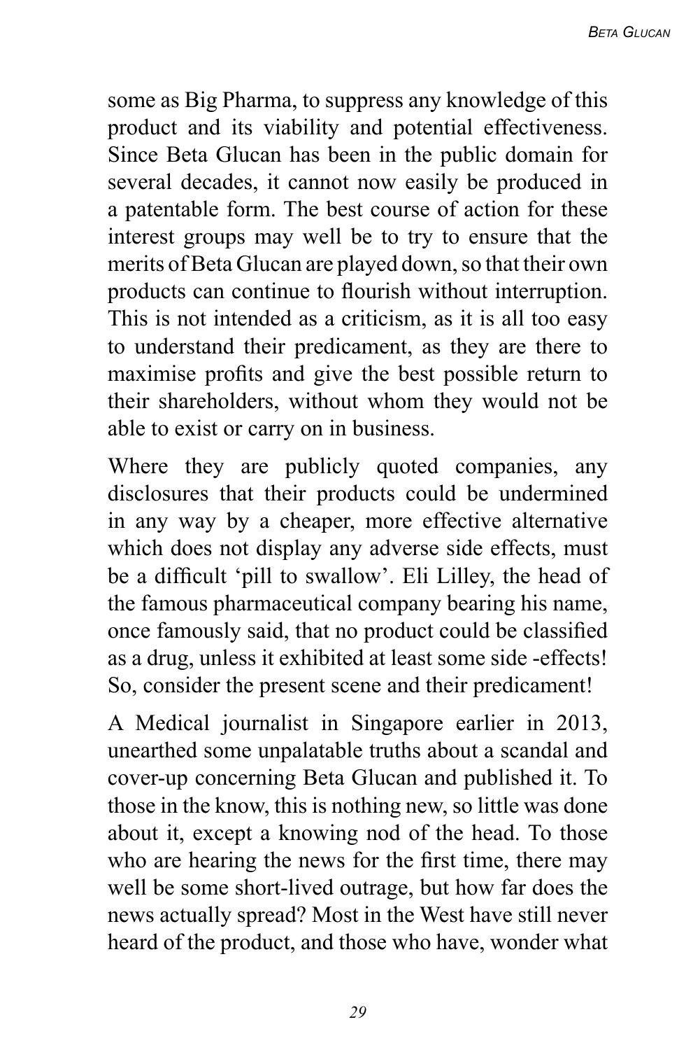some as Big Pharma, to suppress any knowledge of this product and its viability and potential effectiveness. Since Beta Glucan has been in the public domain for several decades, it cannot now easily be produced in a patentable form. The best course of action for these interest groups may well be to try to ensure that the merits of Beta Glucan are played down, so that their own products can continue to flourish without interruption. This is not intended as a criticism, as it is all too easy to understand their predicament, as they are there to maximise profits and give the best possible return to their shareholders, without whom they would not be able to exist or carry on in business.

Where they are publicly quoted companies, any disclosures that their products could be undermined in any way by a cheaper, more effective alternative which does not display any adverse side effects, must be a difficult 'pill to swallow'. Eli Lilley, the head of the famous pharmaceutical company bearing his name, once famously said, that no product could be classified as a drug, unless it exhibited at least some side -effects! So, consider the present scene and their predicament!

A Medical journalist in Singapore earlier in 2013, unearthed some unpalatable truths about a scandal and cover-up concerning Beta Glucan and published it. To those in the know, this is nothing new, so little was done about it, except a knowing nod of the head. To those who are hearing the news for the first time, there may well be some short-lived outrage, but how far does the news actually spread? Most in the West have still never heard of the product, and those who have, wonder what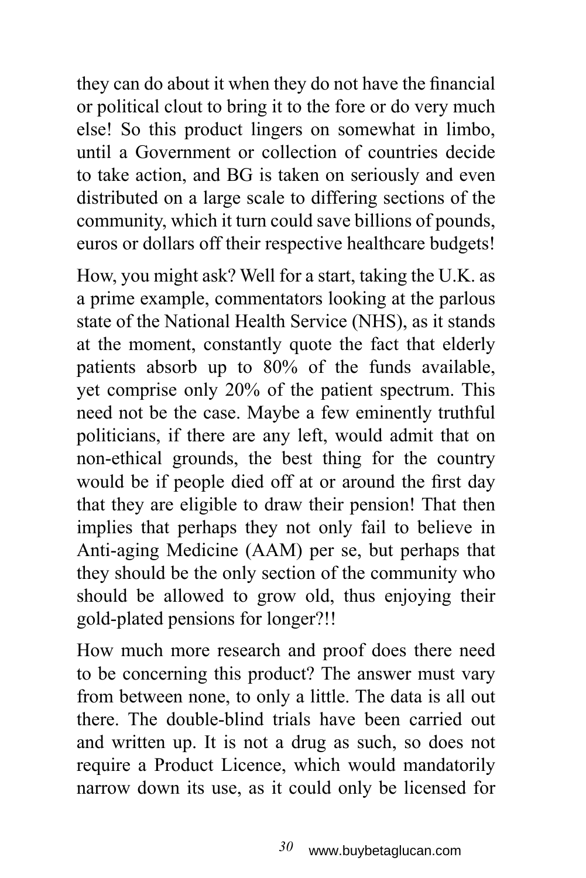they can do about it when they do not have the financial or political clout to bring it to the fore or do very much else! So this product lingers on somewhat in limbo, until a Government or collection of countries decide to take action, and BG is taken on seriously and even distributed on a large scale to differing sections of the community, which it turn could save billions of pounds, euros or dollars off their respective healthcare budgets!

How, you might ask? Well for a start, taking the U.K. as a prime example, commentators looking at the parlous state of the National Health Service (NHS), as it stands at the moment, constantly quote the fact that elderly patients absorb up to 80% of the funds available, yet comprise only 20% of the patient spectrum. This need not be the case. Maybe a few eminently truthful politicians, if there are any left, would admit that on non-ethical grounds, the best thing for the country would be if people died off at or around the first day that they are eligible to draw their pension! That then implies that perhaps they not only fail to believe in Anti-aging Medicine (AAM) per se, but perhaps that they should be the only section of the community who should be allowed to grow old, thus enjoying their gold-plated pensions for longer?!!

How much more research and proof does there need to be concerning this product? The answer must vary from between none, to only a little. The data is all out there. The double-blind trials have been carried out and written up. It is not a drug as such, so does not require a Product Licence, which would mandatorily narrow down its use, as it could only be licensed for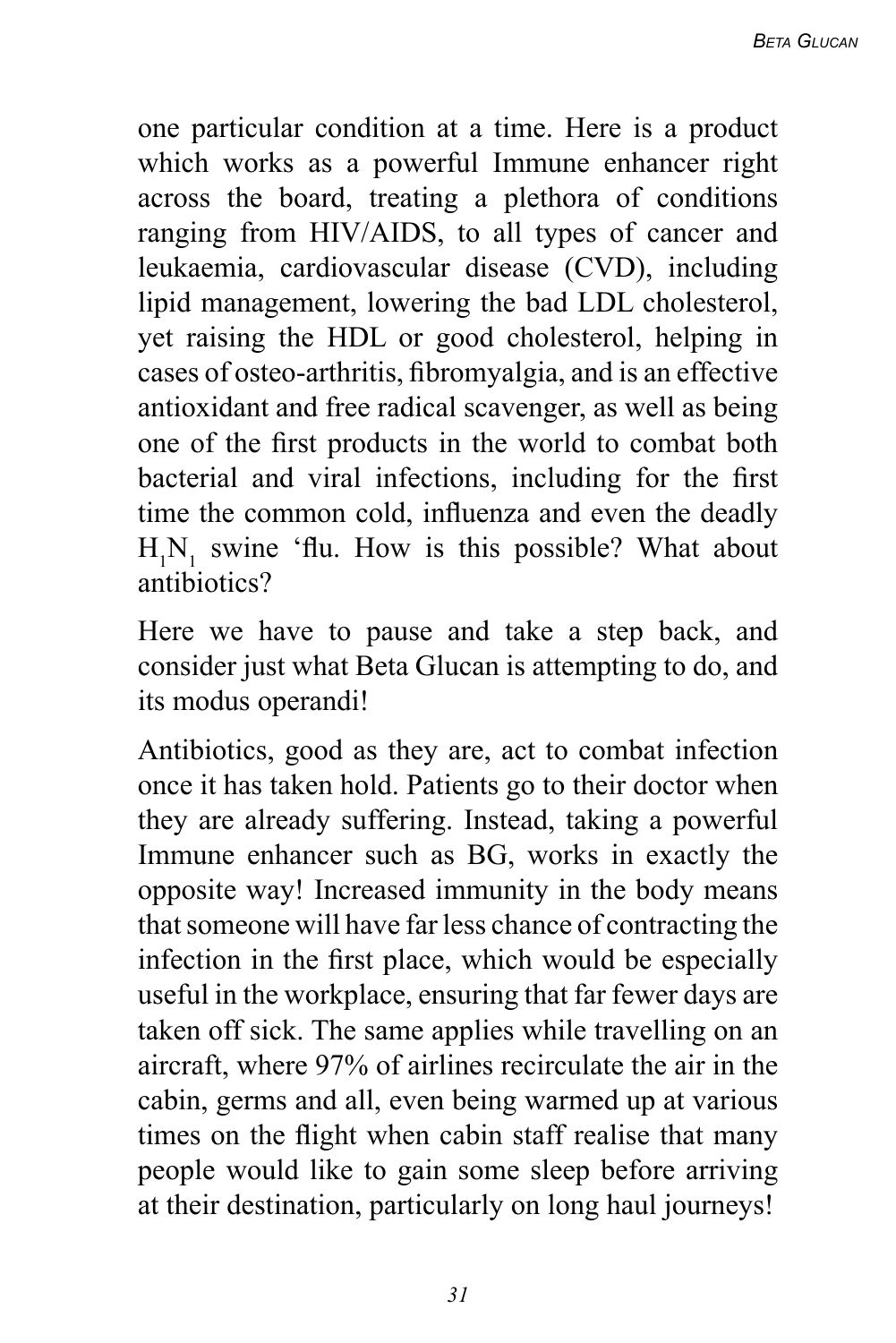one particular condition at a time. Here is a product which works as a powerful Immune enhancer right across the board, treating a plethora of conditions ranging from HIV/AIDS, to all types of cancer and leukaemia, cardiovascular disease (CVD), including lipid management, lowering the bad LDL cholesterol, yet raising the HDL or good cholesterol, helping in cases of osteo-arthritis, fibromyalgia, and is an effective antioxidant and free radical scavenger, as well as being one of the first products in the world to combat both bacterial and viral infections, including for the first time the common cold, influenza and even the deadly $H_1N_1$ swine 'flu. How is this possible? What about antibiotics?

Here we have to pause and take a step back, and consider just what Beta Glucan is attempting to do, and its modus operandi!

Antibiotics, good as they are, act to combat infection once it has taken hold. Patients go to their doctor when they are already suffering. Instead, taking a powerful Immune enhancer such as BG, works in exactly the opposite way! Increased immunity in the body means that someone will have far less chance of contracting the infection in the first place, which would be especially useful in the workplace, ensuring that far fewer days are taken off sick. The same applies while travelling on an aircraft, where 97% of airlines recirculate the air in the cabin, germs and all, even being warmed up at various times on the flight when cabin staff realise that many people would like to gain some sleep before arriving at their destination, particularly on long haul journeys!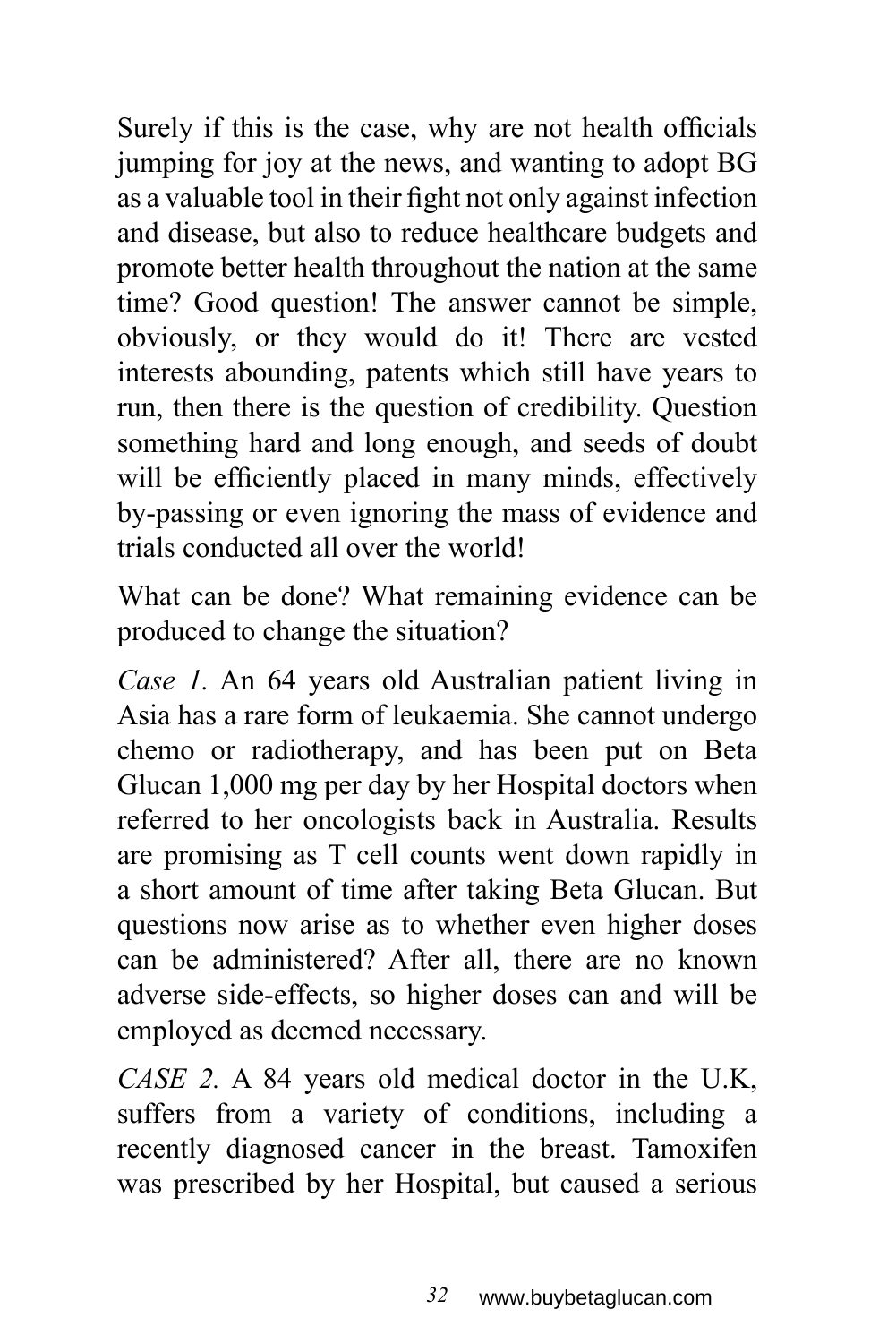Surely if this is the case, why are not health officials jumping for joy at the news, and wanting to adopt BG as a valuable tool in their fight not only against infection and disease, but also to reduce healthcare budgets and promote better health throughout the nation at the same time? Good question! The answer cannot be simple, obviously, or they would do it! There are vested interests abounding, patents which still have years to run, then there is the question of credibility. Question something hard and long enough, and seeds of doubt will be efficiently placed in many minds, effectively by-passing or even ignoring the mass of evidence and trials conducted all over the world!

What can be done? What remaining evidence can be produced to change the situation?

*Case 1.* An 64 years old Australian patient living in Asia has a rare form of leukaemia. She cannot undergo chemo or radiotherapy, and has been put on Beta Glucan 1,000 mg per day by her Hospital doctors when referred to her oncologists back in Australia. Results are promising as T cell counts went down rapidly in a short amount of time after taking Beta Glucan. But questions now arise as to whether even higher doses can be administered? After all, there are no known adverse side-effects, so higher doses can and will be employed as deemed necessary.

*CASE 2.* A 84 years old medical doctor in the U.K, suffers from a variety of conditions, including a recently diagnosed cancer in the breast. Tamoxifen was prescribed by her Hospital, but caused a serious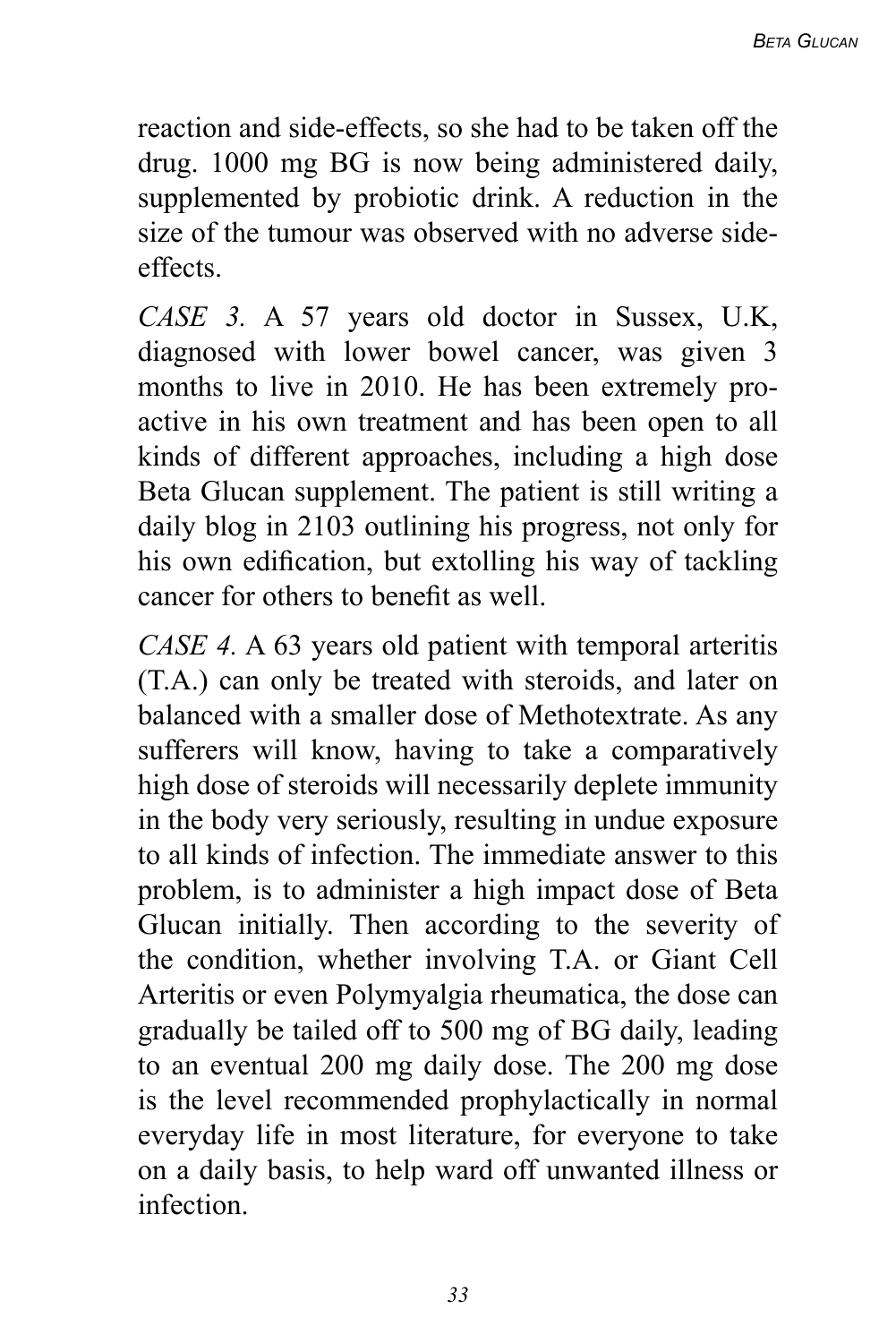reaction and side-effects, so she had to be taken off the drug. 1000 mg BG is now being administered daily, supplemented by probiotic drink. A reduction in the size of the tumour was observed with no adverse side-effects.

*CASE 3.* A 57 years old doctor in Sussex, U.K, diagnosed with lower bowel cancer, was given 3 months to live in 2010. He has been extremely pro-active in his own treatment and has been open to all kinds of different approaches, including a high dose Beta Glucan supplement. The patient is still writing a daily blog in 2103 outlining his progress, not only for his own edification, but extolling his way of tackling cancer for others to benefit as well.

*CASE 4.* A 63 years old patient with temporal arteritis (T.A.) can only be treated with steroids, and later on balanced with a smaller dose of Methotextrate. As any sufferers will know, having to take a comparatively high dose of steroids will necessarily deplete immunity in the body very seriously, resulting in undue exposure to all kinds of infection. The immediate answer to this problem, is to administer a high impact dose of Beta Glucan initially. Then according to the severity of the condition, whether involving T.A. or Giant Cell Arteritis or even Polymyalgia rheumatica, the dose can gradually be tailed off to 500 mg of BG daily, leading to an eventual 200 mg daily dose. The 200 mg dose is the level recommended prophylactically in normal everyday life in most literature, for everyone to take on a daily basis, to help ward off unwanted illness or infection.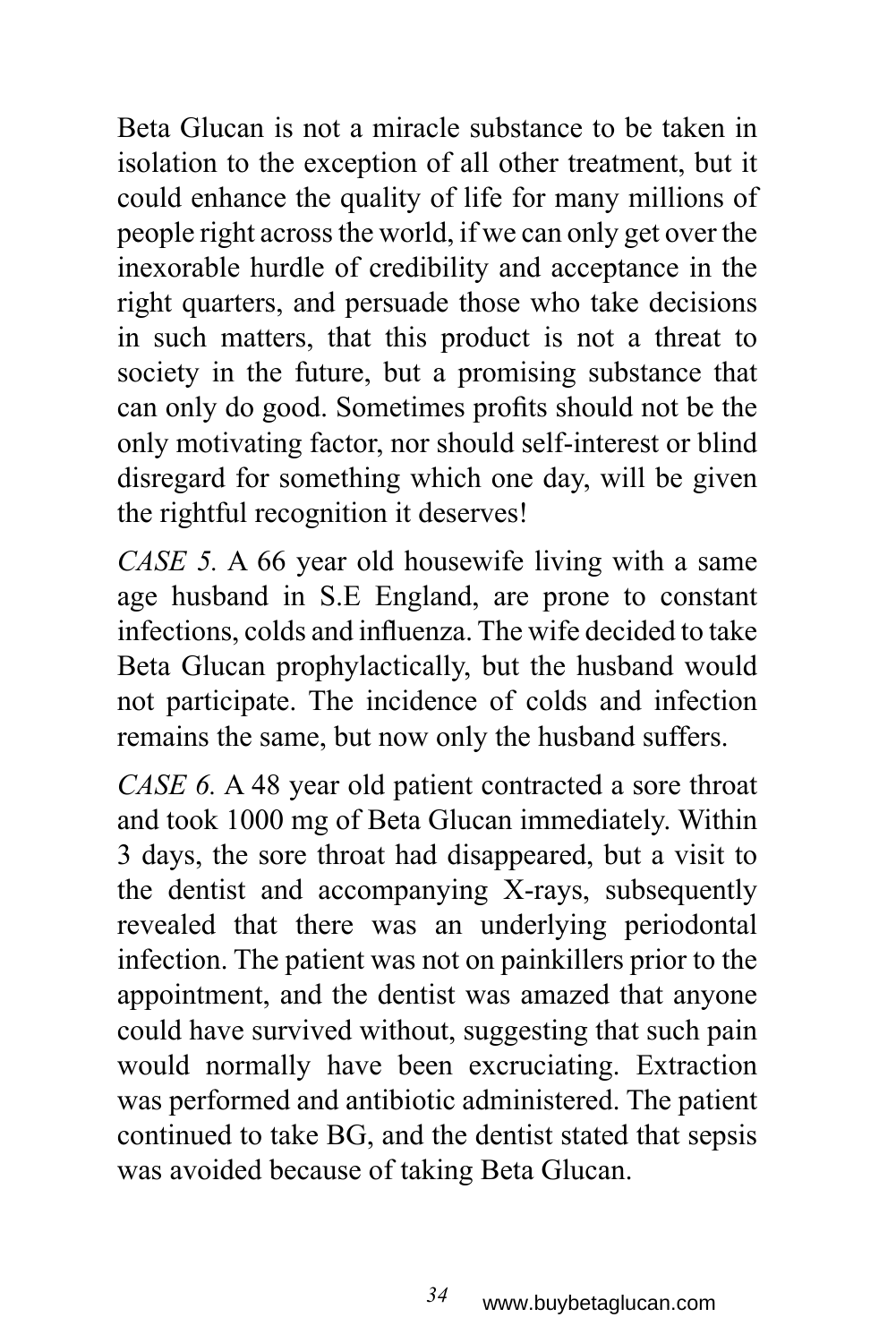Beta Glucan is not a miracle substance to be taken in isolation to the exception of all other treatment, but it could enhance the quality of life for many millions of people right across the world, if we can only get over the inexorable hurdle of credibility and acceptance in the right quarters, and persuade those who take decisions in such matters, that this product is not a threat to society in the future, but a promising substance that can only do good. Sometimes profits should not be the only motivating factor, nor should self-interest or blind disregard for something which one day, will be given the rightful recognition it deserves!

*CASE 5.* A 66 year old housewife living with a same age husband in S.E England, are prone to constant infections, colds and influenza. The wife decided to take Beta Glucan prophylactically, but the husband would not participate. The incidence of colds and infection remains the same, but now only the husband suffers.

*CASE 6.* A 48 year old patient contracted a sore throat and took 1000 mg of Beta Glucan immediately. Within 3 days, the sore throat had disappeared, but a visit to the dentist and accompanying X-rays, subsequently revealed that there was an underlying periodontal infection. The patient was not on painkillers prior to the appointment, and the dentist was amazed that anyone could have survived without, suggesting that such pain would normally have been excruciating. Extraction was performed and antibiotic administered. The patient continued to take BG, and the dentist stated that sepsis was avoided because of taking Beta Glucan.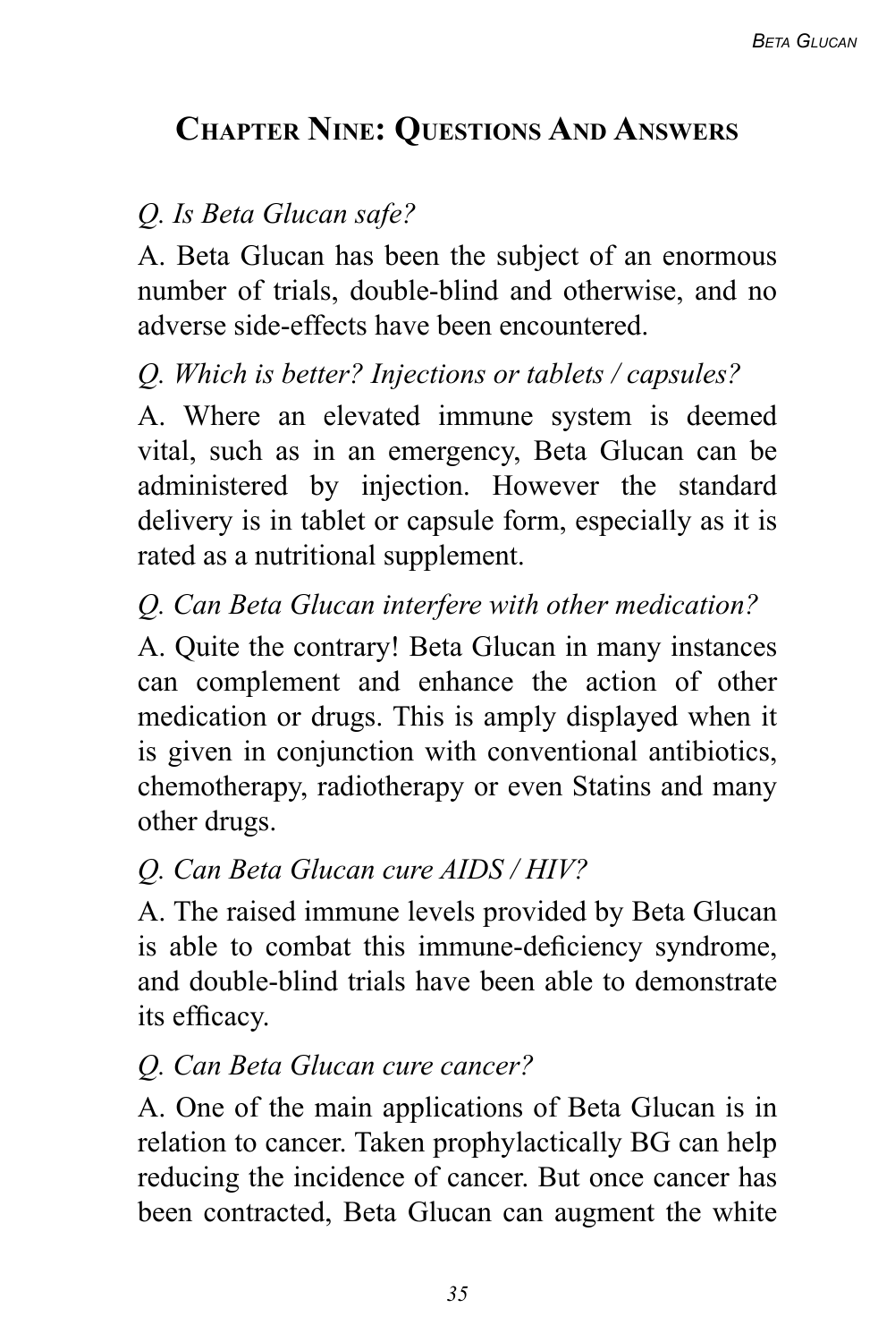## Chapter Nine: Questions And Answers

*Q. Is Beta Glucan safe?*

A. Beta Glucan has been the subject of an enormous number of trials, double-blind and otherwise, and no adverse side-effects have been encountered.

*Q. Which is better? Injections or tablets / capsules?*

A. Where an elevated immune system is deemed vital, such as in an emergency, Beta Glucan can be administered by injection. However the standard delivery is in tablet or capsule form, especially as it is rated as a nutritional supplement.

*Q. Can Beta Glucan interfere with other medication?*

A. Quite the contrary! Beta Glucan in many instances can complement and enhance the action of other medication or drugs. This is amply displayed when it is given in conjunction with conventional antibiotics, chemotherapy, radiotherapy or even Statins and many other drugs.

*Q. Can Beta Glucan cure AIDS / HIV?*

A. The raised immune levels provided by Beta Glucan is able to combat this immune-deficiency syndrome, and double-blind trials have been able to demonstrate its efficacy.

*Q. Can Beta Glucan cure cancer?*

A. One of the main applications of Beta Glucan is in relation to cancer. Taken prophylactically BG can help reducing the incidence of cancer. But once cancer has been contracted, Beta Glucan can augment the white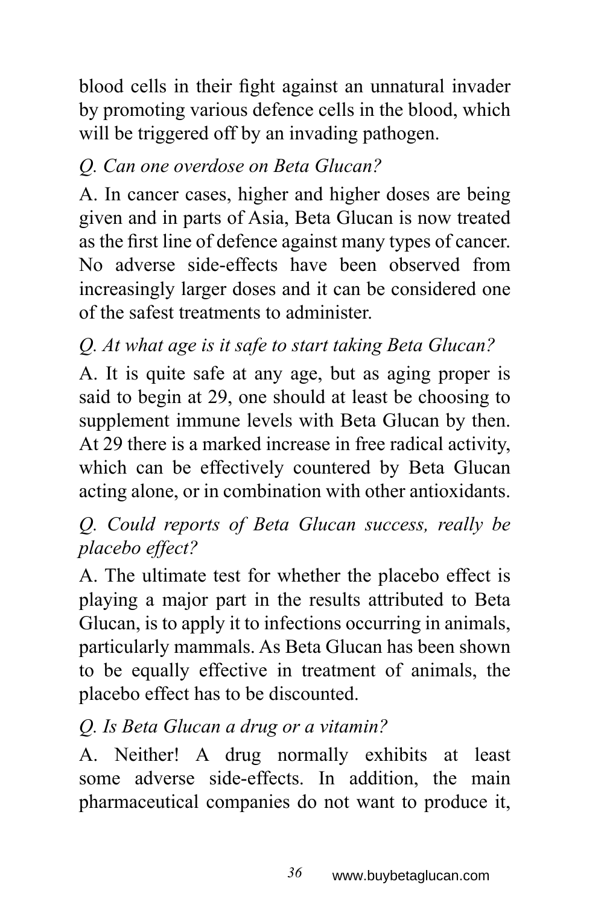blood cells in their fight against an unnatural invader by promoting various defence cells in the blood, which will be triggered off by an invading pathogen.

*Q. Can one overdose on Beta Glucan?*

A. In cancer cases, higher and higher doses are being given and in parts of Asia, Beta Glucan is now treated as the first line of defence against many types of cancer. No adverse side-effects have been observed from increasingly larger doses and it can be considered one of the safest treatments to administer.

*Q. At what age is it safe to start taking Beta Glucan?*

A. It is quite safe at any age, but as aging proper is said to begin at 29, one should at least be choosing to supplement immune levels with Beta Glucan by then. At 29 there is a marked increase in free radical activity, which can be effectively countered by Beta Glucan acting alone, or in combination with other antioxidants.

*Q. Could reports of Beta Glucan success, really be placebo effect?*

A. The ultimate test for whether the placebo effect is playing a major part in the results attributed to Beta Glucan, is to apply it to infections occurring in animals, particularly mammals. As Beta Glucan has been shown to be equally effective in treatment of animals, the placebo effect has to be discounted.

*Q. Is Beta Glucan a drug or a vitamin?*

A. Neither! A drug normally exhibits at least some adverse side-effects. In addition, the main pharmaceutical companies do not want to produce it,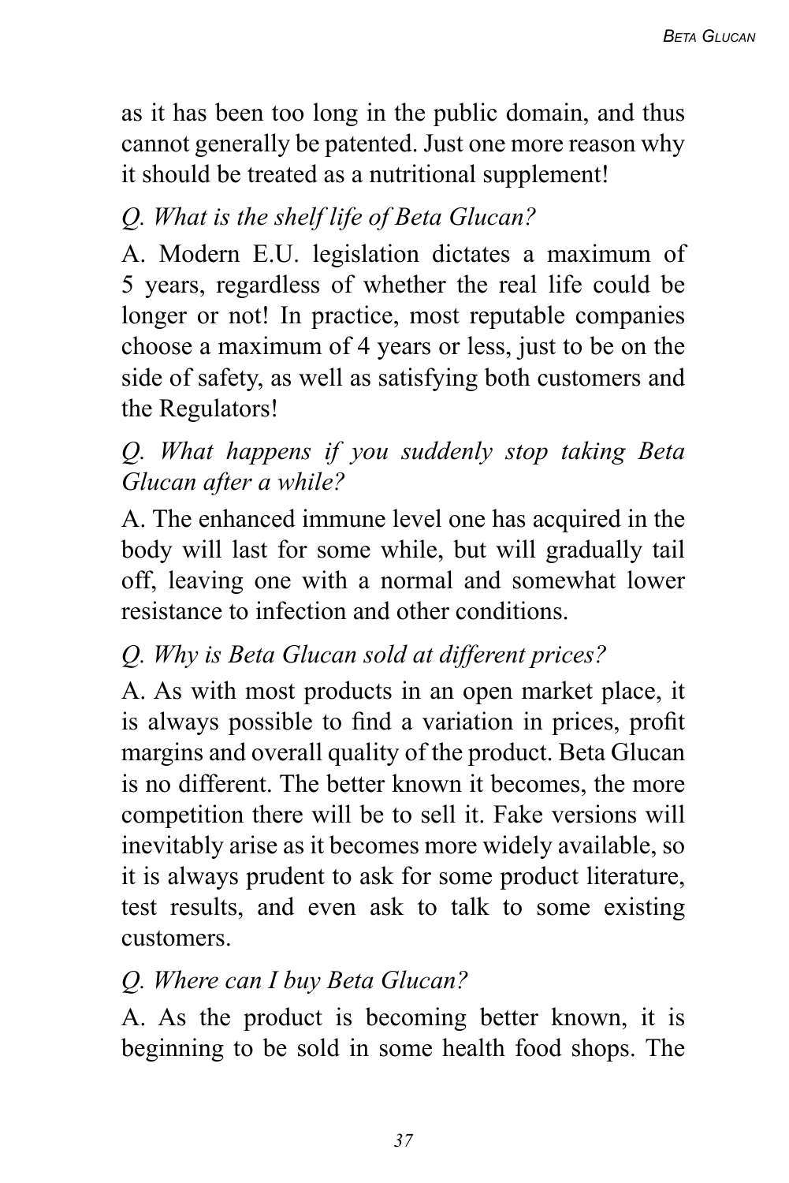as it has been too long in the public domain, and thus cannot generally be patented. Just one more reason why it should be treated as a nutritional supplement!

*Q. What is the shelf life of Beta Glucan?*

A. Modern E.U. legislation dictates a maximum of 5 years, regardless of whether the real life could be longer or not! In practice, most reputable companies choose a maximum of 4 years or less, just to be on the side of safety, as well as satisfying both customers and the Regulators!

*Q. What happens if you suddenly stop taking Beta Glucan after a while?*

A. The enhanced immune level one has acquired in the body will last for some while, but will gradually tail off, leaving one with a normal and somewhat lower resistance to infection and other conditions.

*Q. Why is Beta Glucan sold at different prices?*

A. As with most products in an open market place, it is always possible to find a variation in prices, profit margins and overall quality of the product. Beta Glucan is no different. The better known it becomes, the more competition there will be to sell it. Fake versions will inevitably arise as it becomes more widely available, so it is always prudent to ask for some product literature, test results, and even ask to talk to some existing customers.

*Q. Where can I buy Beta Glucan?*

A. As the product is becoming better known, it is beginning to be sold in some health food shops. The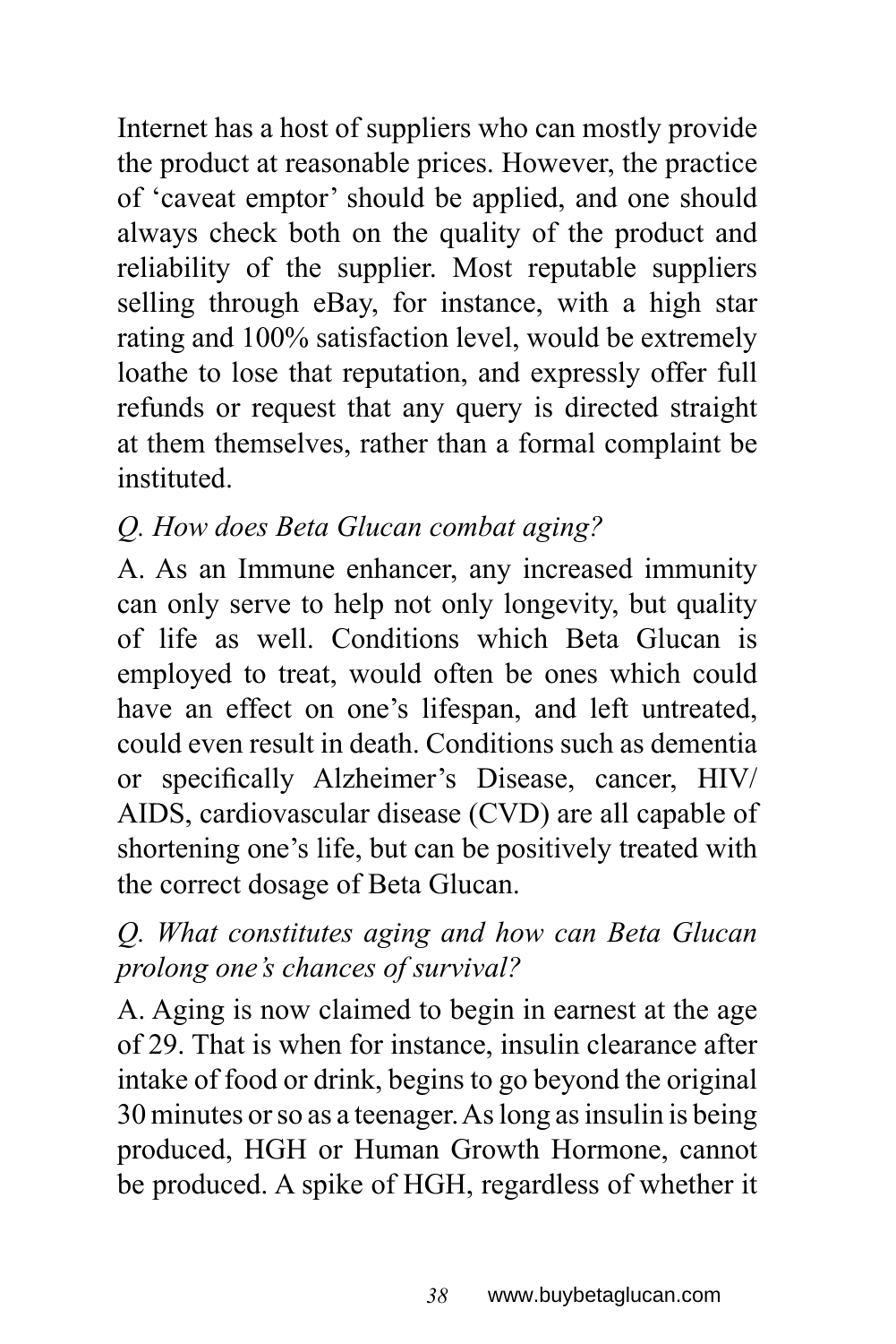Internet has a host of suppliers who can mostly provide the product at reasonable prices. However, the practice of 'caveat emptor' should be applied, and one should always check both on the quality of the product and reliability of the supplier. Most reputable suppliers selling through eBay, for instance, with a high star rating and 100% satisfaction level, would be extremely loathe to lose that reputation, and expressly offer full refunds or request that any query is directed straight at them themselves, rather than a formal complaint be instituted.

*Q. How does Beta Glucan combat aging?*

A. As an Immune enhancer, any increased immunity can only serve to help not only longevity, but quality of life as well. Conditions which Beta Glucan is employed to treat, would often be ones which could have an effect on one's lifespan, and left untreated, could even result in death. Conditions such as dementia or specifically Alzheimer's Disease, cancer, HIV/AIDS, cardiovascular disease (CVD) are all capable of shortening one's life, but can be positively treated with the correct dosage of Beta Glucan.

*Q. What constitutes aging and how can Beta Glucan prolong one's chances of survival?*

A. Aging is now claimed to begin in earnest at the age of 29. That is when for instance, insulin clearance after intake of food or drink, begins to go beyond the original 30 minutes or so as a teenager. As long as insulin is being produced, HGH or Human Growth Hormone, cannot be produced. A spike of HGH, regardless of whether it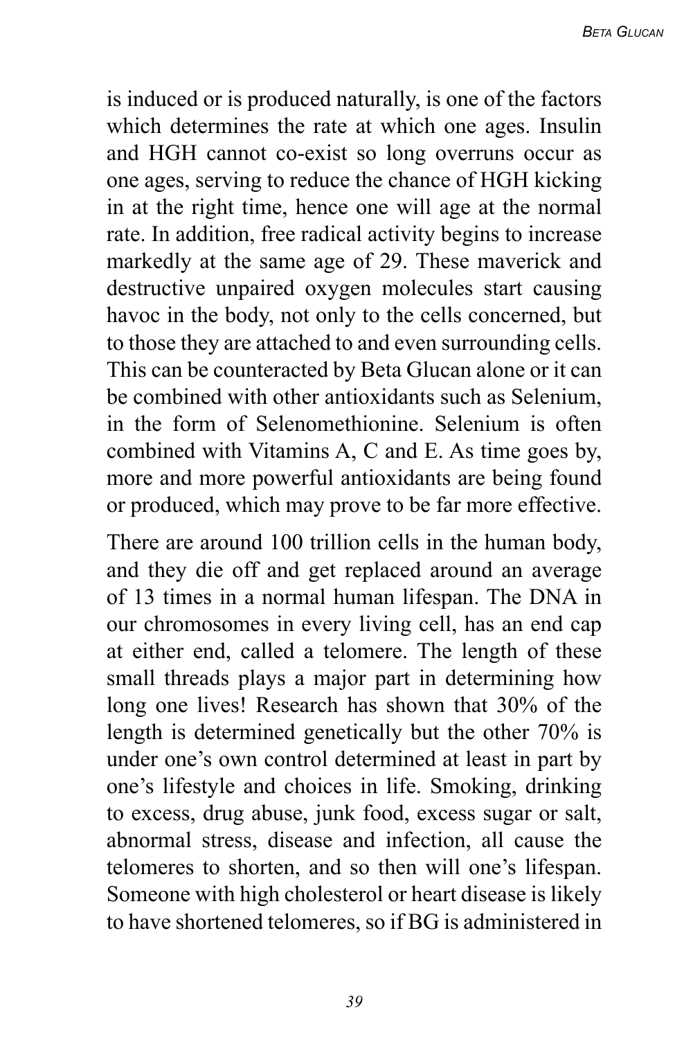is induced or is produced naturally, is one of the factors which determines the rate at which one ages. Insulin and HGH cannot co-exist so long overruns occur as one ages, serving to reduce the chance of HGH kicking in at the right time, hence one will age at the normal rate. In addition, free radical activity begins to increase markedly at the same age of 29. These maverick and destructive unpaired oxygen molecules start causing havoc in the body, not only to the cells concerned, but to those they are attached to and even surrounding cells. This can be counteracted by Beta Glucan alone or it can be combined with other antioxidants such as Selenium, in the form of Selenomethionine. Selenium is often combined with Vitamins A, C and E. As time goes by, more and more powerful antioxidants are being found or produced, which may prove to be far more effective.

There are around 100 trillion cells in the human body, and they die off and get replaced around an average of 13 times in a normal human lifespan. The DNA in our chromosomes in every living cell, has an end cap at either end, called a telomere. The length of these small threads plays a major part in determining how long one lives! Research has shown that 30% of the length is determined genetically but the other 70% is under one's own control determined at least in part by one's lifestyle and choices in life. Smoking, drinking to excess, drug abuse, junk food, excess sugar or salt, abnormal stress, disease and infection, all cause the telomeres to shorten, and so then will one's lifespan. Someone with high cholesterol or heart disease is likely to have shortened telomeres, so if BG is administered in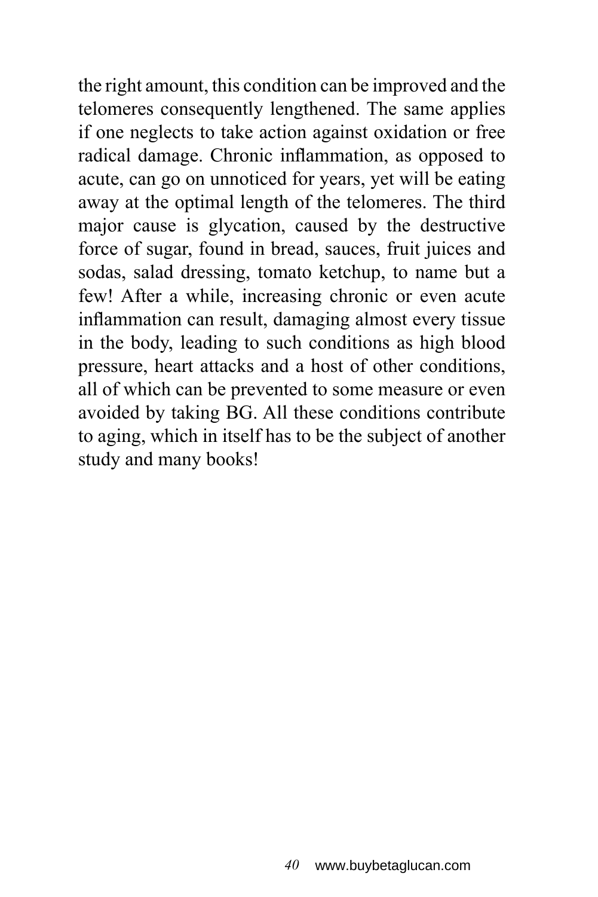the right amount, this condition can be improved and the telomeres consequently lengthened. The same applies if one neglects to take action against oxidation or free radical damage. Chronic inflammation, as opposed to acute, can go on unnoticed for years, yet will be eating away at the optimal length of the telomeres. The third major cause is glycation, caused by the destructive force of sugar, found in bread, sauces, fruit juices and sodas, salad dressing, tomato ketchup, to name but a few! After a while, increasing chronic or even acute inflammation can result, damaging almost every tissue in the body, leading to such conditions as high blood pressure, heart attacks and a host of other conditions, all of which can be prevented to some measure or even avoided by taking BG. All these conditions contribute to aging, which in itself has to be the subject of another study and many books!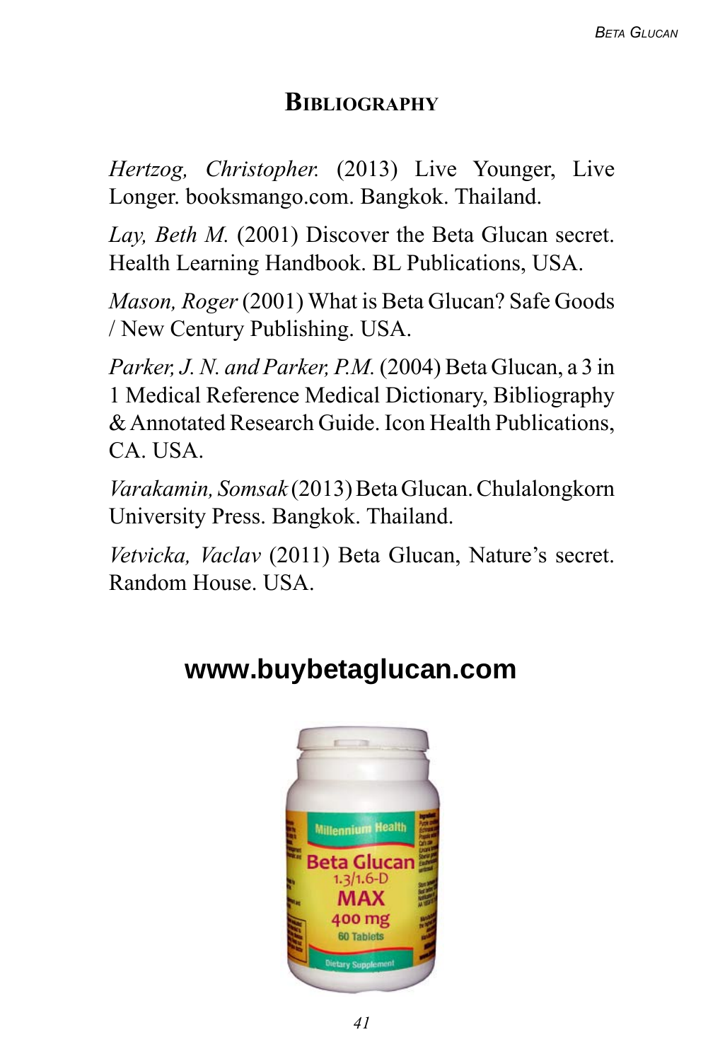## Bibliography

*Hertzog, Christopher.* (2013) Live Younger, Live Longer. booksmango.com. Bangkok. Thailand.

*Lay, Beth M.* (2001) Discover the Beta Glucan secret. Health Learning Handbook. BL Publications, USA.

*Mason, Roger* (2001) What is Beta Glucan? Safe Goods / New Century Publishing. USA.

*Parker, J. N. and Parker, P.M.* (2004) Beta Glucan, a 3 in 1 Medical Reference Medical Dictionary, Bibliography & Annotated Research Guide. Icon Health Publications, CA. USA.

*Varakamin, Somsak* (2013) Beta Glucan. Chulalongkorn University Press. Bangkok. Thailand.

*Vetvicka, Vaclav* (2011) Beta Glucan, Nature's secret. Random House. USA.

**www.buybetaglucan.com**